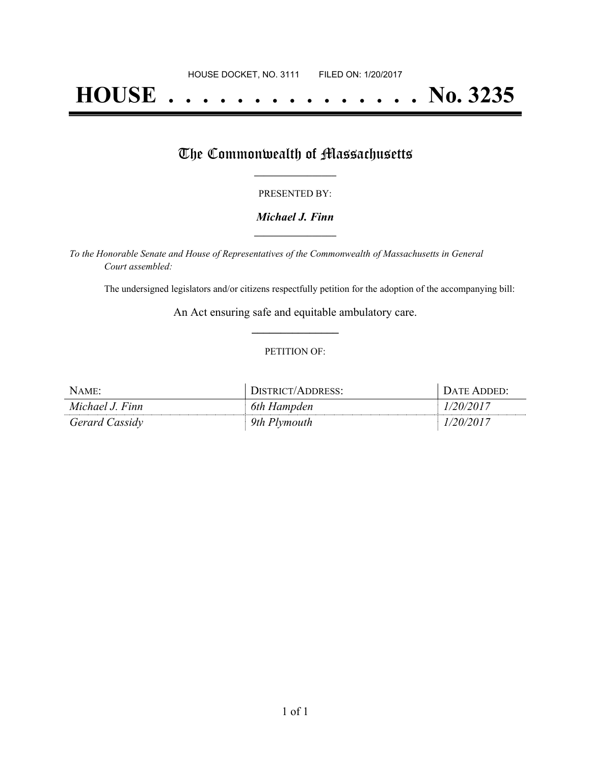HOUSE DOCKET, NO. 3111 FILED ON: 1/20/2017

# HOUSE . . . . . . . . . . . . . . . No. 3235

## The Commonwealth of Massachusetts

PRESENTED BY:

***Michael J. Finn***

*To the Honorable Senate and House of Representatives of the Commonwealth of Massachusetts in General Court assembled:*

The undersigned legislators and/or citizens respectfully petition for the adoption of the accompanying bill:

An Act ensuring safe and equitable ambulatory care.

PETITION OF:

| NAME: | DISTRICT/ADDRESS: | DATE ADDED: |
|---|---|---|
| *Michael J. Finn* | *6th Hampden* | *1/20/2017* |
| *Gerard Cassidy* | *9th Plymouth* | *1/20/2017* |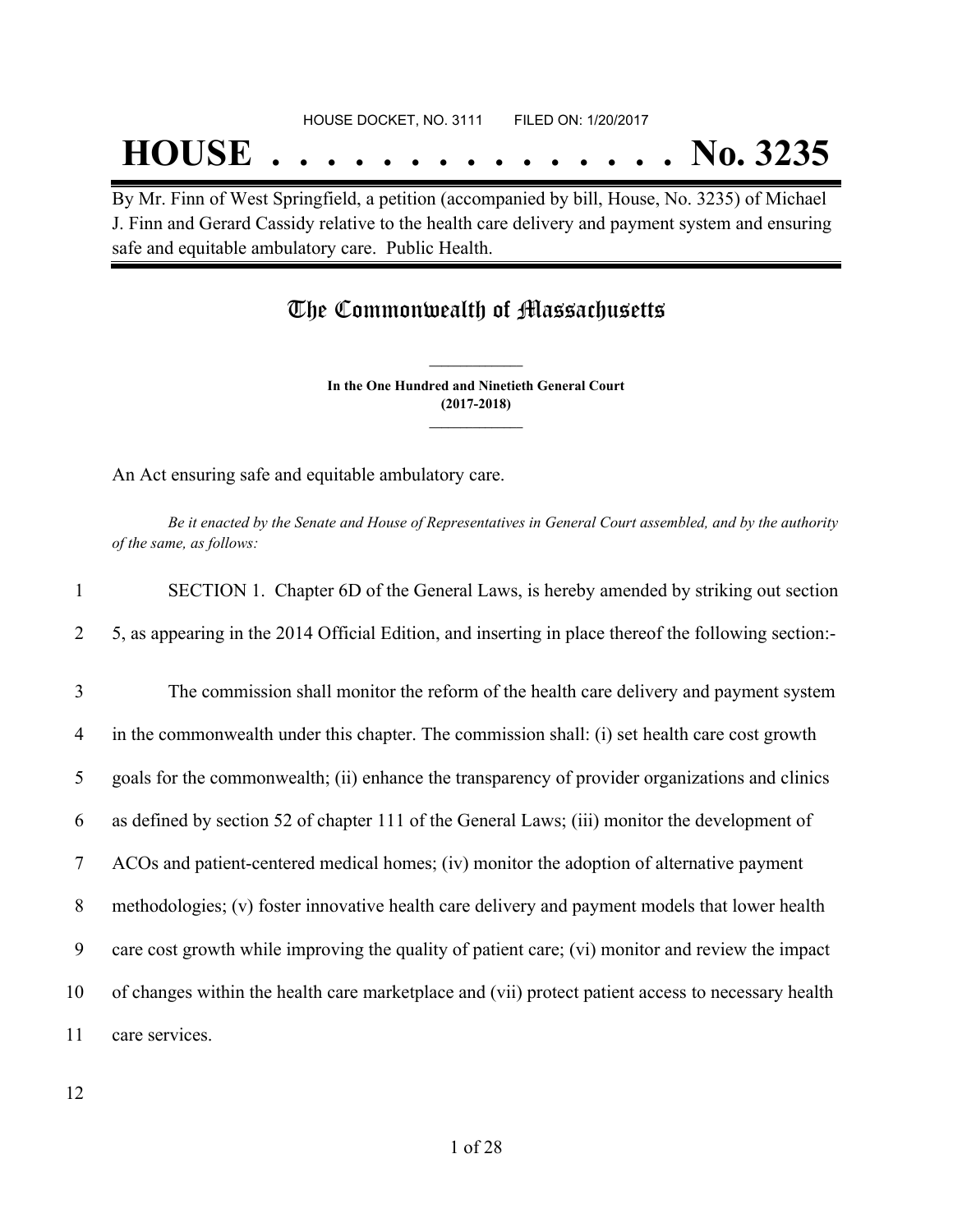HOUSE DOCKET, NO. 3111 FILED ON: 1/20/2017

# HOUSE . . . . . . . . . . . . . . . No. 3235

By Mr. Finn of West Springfield, a petition (accompanied by bill, House, No. 3235) of Michael J. Finn and Gerard Cassidy relative to the health care delivery and payment system and ensuring safe and equitable ambulatory care. Public Health.

## The Commonwealth of Massachusetts

**In the One Hundred and Ninetieth General Court (2017-2018)**

An Act ensuring safe and equitable ambulatory care.

*Be it enacted by the Senate and House of Representatives in General Court assembled, and by the authority of the same, as follows:*

1 SECTION 1. Chapter 6D of the General Laws, is hereby amended by striking out section
2 5, as appearing in the 2014 Official Edition, and inserting in place thereof the following section:-

3 The commission shall monitor the reform of the health care delivery and payment system
4 in the commonwealth under this chapter. The commission shall: (i) set health care cost growth
5 goals for the commonwealth; (ii) enhance the transparency of provider organizations and clinics
6 as defined by section 52 of chapter 111 of the General Laws; (iii) monitor the development of
7 ACOs and patient-centered medical homes; (iv) monitor the adoption of alternative payment
8 methodologies; (v) foster innovative health care delivery and payment models that lower health
9 care cost growth while improving the quality of patient care; (vi) monitor and review the impact
10 of changes within the health care marketplace and (vii) protect patient access to necessary health
11 care services.

12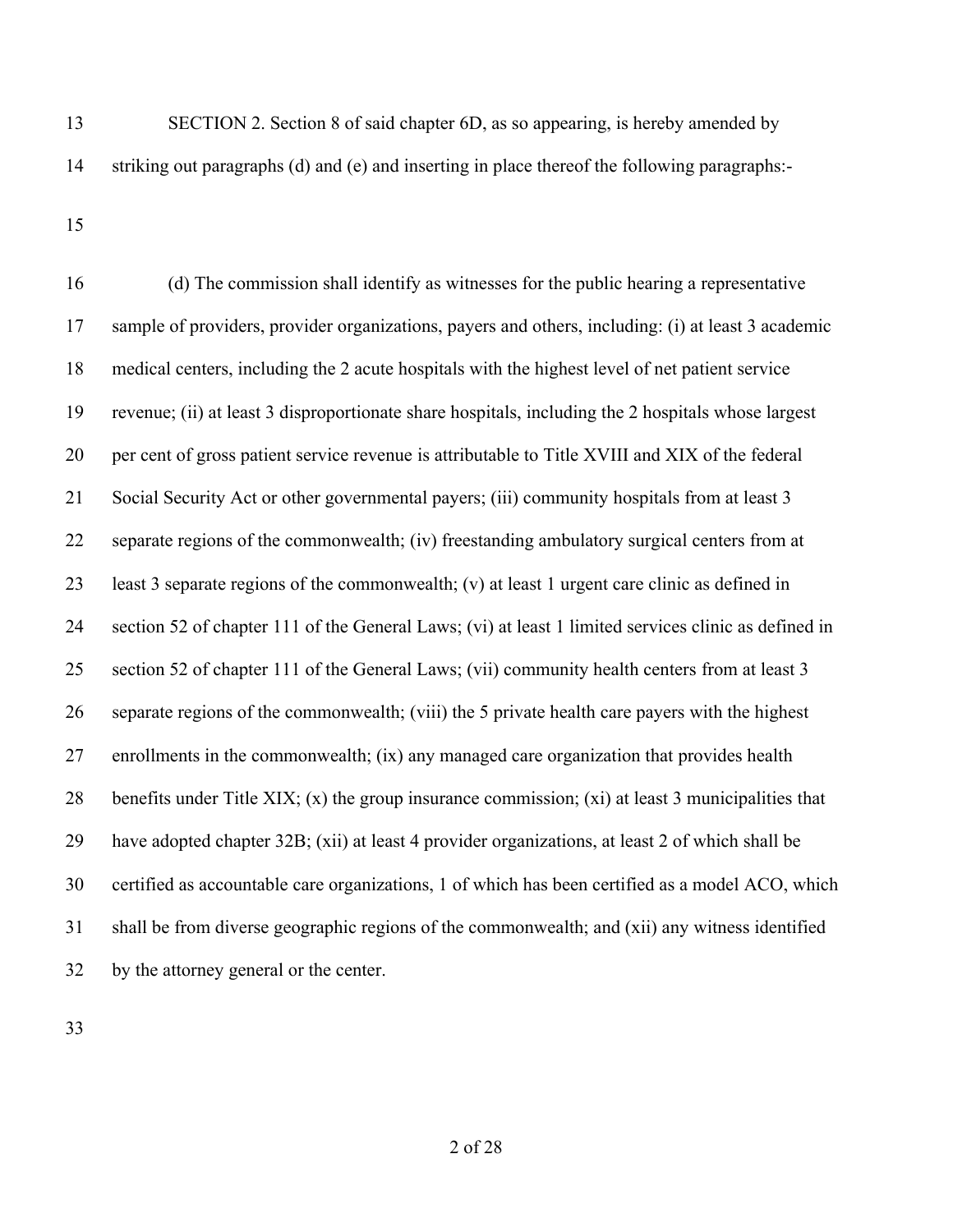SECTION 2. Section 8 of said chapter 6D, as so appearing, is hereby amended by striking out paragraphs (d) and (e) and inserting in place thereof the following paragraphs:-

(d) The commission shall identify as witnesses for the public hearing a representative sample of providers, provider organizations, payers and others, including: (i) at least 3 academic medical centers, including the 2 acute hospitals with the highest level of net patient service revenue; (ii) at least 3 disproportionate share hospitals, including the 2 hospitals whose largest per cent of gross patient service revenue is attributable to Title XVIII and XIX of the federal Social Security Act or other governmental payers; (iii) community hospitals from at least 3 separate regions of the commonwealth; (iv) freestanding ambulatory surgical centers from at least 3 separate regions of the commonwealth; (v) at least 1 urgent care clinic as defined in section 52 of chapter 111 of the General Laws; (vi) at least 1 limited services clinic as defined in section 52 of chapter 111 of the General Laws; (vii) community health centers from at least 3 separate regions of the commonwealth; (viii) the 5 private health care payers with the highest enrollments in the commonwealth; (ix) any managed care organization that provides health benefits under Title XIX; (x) the group insurance commission; (xi) at least 3 municipalities that have adopted chapter 32B; (xii) at least 4 provider organizations, at least 2 of which shall be certified as accountable care organizations, 1 of which has been certified as a model ACO, which shall be from diverse geographic regions of the commonwealth; and (xii) any witness identified by the attorney general or the center.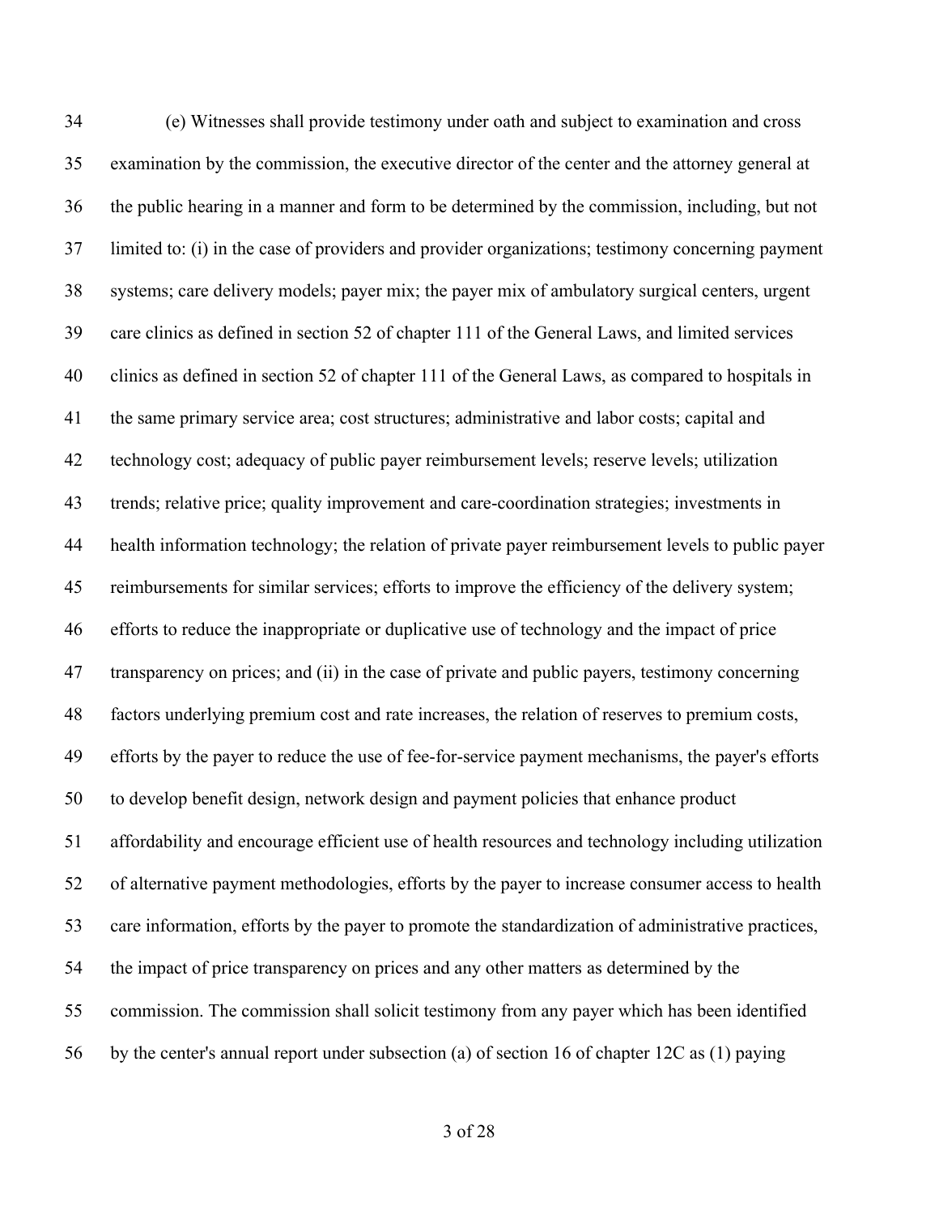(e) Witnesses shall provide testimony under oath and subject to examination and cross examination by the commission, the executive director of the center and the attorney general at the public hearing in a manner and form to be determined by the commission, including, but not limited to: (i) in the case of providers and provider organizations; testimony concerning payment systems; care delivery models; payer mix; the payer mix of ambulatory surgical centers, urgent care clinics as defined in section 52 of chapter 111 of the General Laws, and limited services clinics as defined in section 52 of chapter 111 of the General Laws, as compared to hospitals in the same primary service area; cost structures; administrative and labor costs; capital and technology cost; adequacy of public payer reimbursement levels; reserve levels; utilization trends; relative price; quality improvement and care-coordination strategies; investments in health information technology; the relation of private payer reimbursement levels to public payer reimbursements for similar services; efforts to improve the efficiency of the delivery system; efforts to reduce the inappropriate or duplicative use of technology and the impact of price transparency on prices; and (ii) in the case of private and public payers, testimony concerning factors underlying premium cost and rate increases, the relation of reserves to premium costs, efforts by the payer to reduce the use of fee-for-service payment mechanisms, the payer's efforts to develop benefit design, network design and payment policies that enhance product affordability and encourage efficient use of health resources and technology including utilization of alternative payment methodologies, efforts by the payer to increase consumer access to health care information, efforts by the payer to promote the standardization of administrative practices, the impact of price transparency on prices and any other matters as determined by the commission. The commission shall solicit testimony from any payer which has been identified by the center's annual report under subsection (a) of section 16 of chapter 12C as (1) paying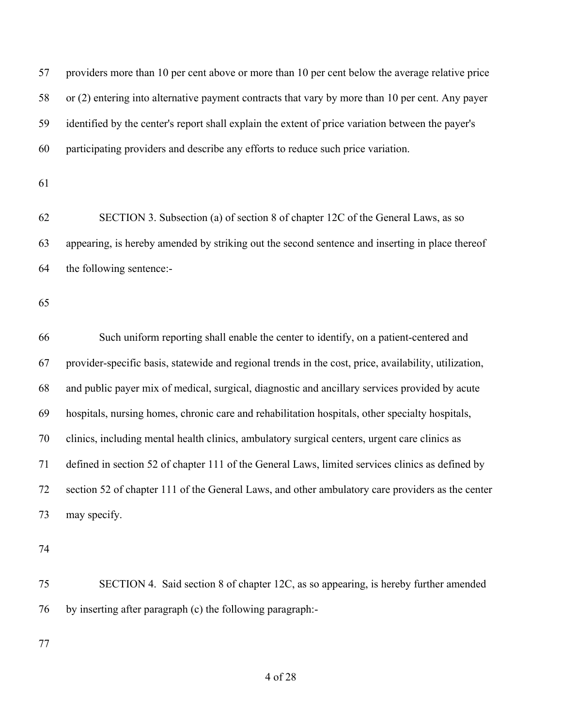providers more than 10 per cent above or more than 10 per cent below the average relative price or (2) entering into alternative payment contracts that vary by more than 10 per cent. Any payer identified by the center's report shall explain the extent of price variation between the payer's participating providers and describe any efforts to reduce such price variation.

SECTION 3. Subsection (a) of section 8 of chapter 12C of the General Laws, as so appearing, is hereby amended by striking out the second sentence and inserting in place thereof the following sentence:-

Such uniform reporting shall enable the center to identify, on a patient-centered and provider-specific basis, statewide and regional trends in the cost, price, availability, utilization, and public payer mix of medical, surgical, diagnostic and ancillary services provided by acute hospitals, nursing homes, chronic care and rehabilitation hospitals, other specialty hospitals, clinics, including mental health clinics, ambulatory surgical centers, urgent care clinics as defined in section 52 of chapter 111 of the General Laws, limited services clinics as defined by section 52 of chapter 111 of the General Laws, and other ambulatory care providers as the center may specify.

SECTION 4. Said section 8 of chapter 12C, as so appearing, is hereby further amended by inserting after paragraph (c) the following paragraph:-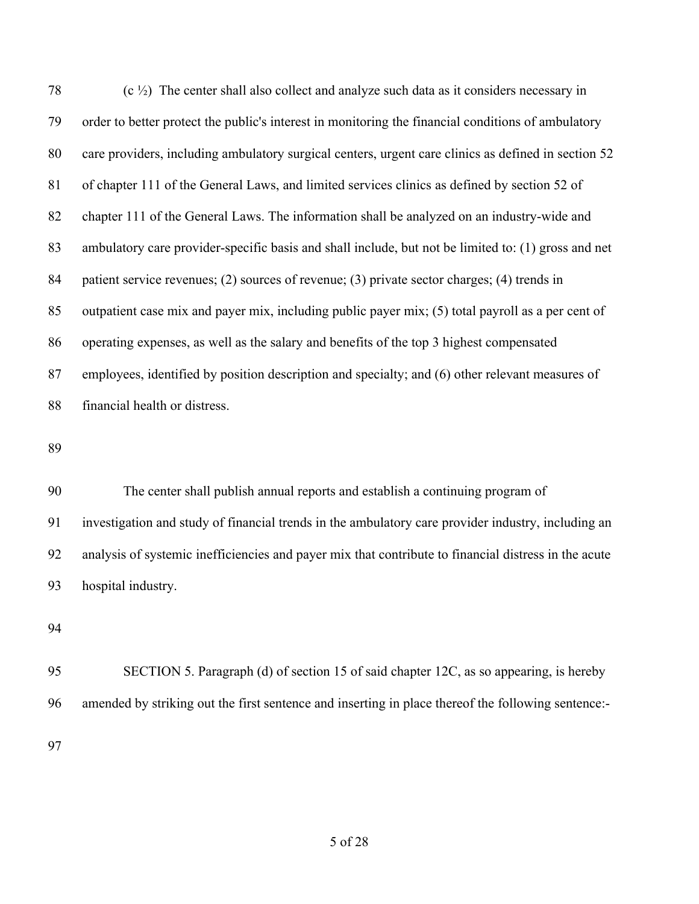(c ½) The center shall also collect and analyze such data as it considers necessary in order to better protect the public's interest in monitoring the financial conditions of ambulatory care providers, including ambulatory surgical centers, urgent care clinics as defined in section 52 of chapter 111 of the General Laws, and limited services clinics as defined by section 52 of chapter 111 of the General Laws. The information shall be analyzed on an industry-wide and ambulatory care provider-specific basis and shall include, but not be limited to: (1) gross and net patient service revenues; (2) sources of revenue; (3) private sector charges; (4) trends in outpatient case mix and payer mix, including public payer mix; (5) total payroll as a per cent of operating expenses, as well as the salary and benefits of the top 3 highest compensated employees, identified by position description and specialty; and (6) other relevant measures of financial health or distress.

The center shall publish annual reports and establish a continuing program of investigation and study of financial trends in the ambulatory care provider industry, including an analysis of systemic inefficiencies and payer mix that contribute to financial distress in the acute hospital industry.

SECTION 5. Paragraph (d) of section 15 of said chapter 12C, as so appearing, is hereby amended by striking out the first sentence and inserting in place thereof the following sentence:-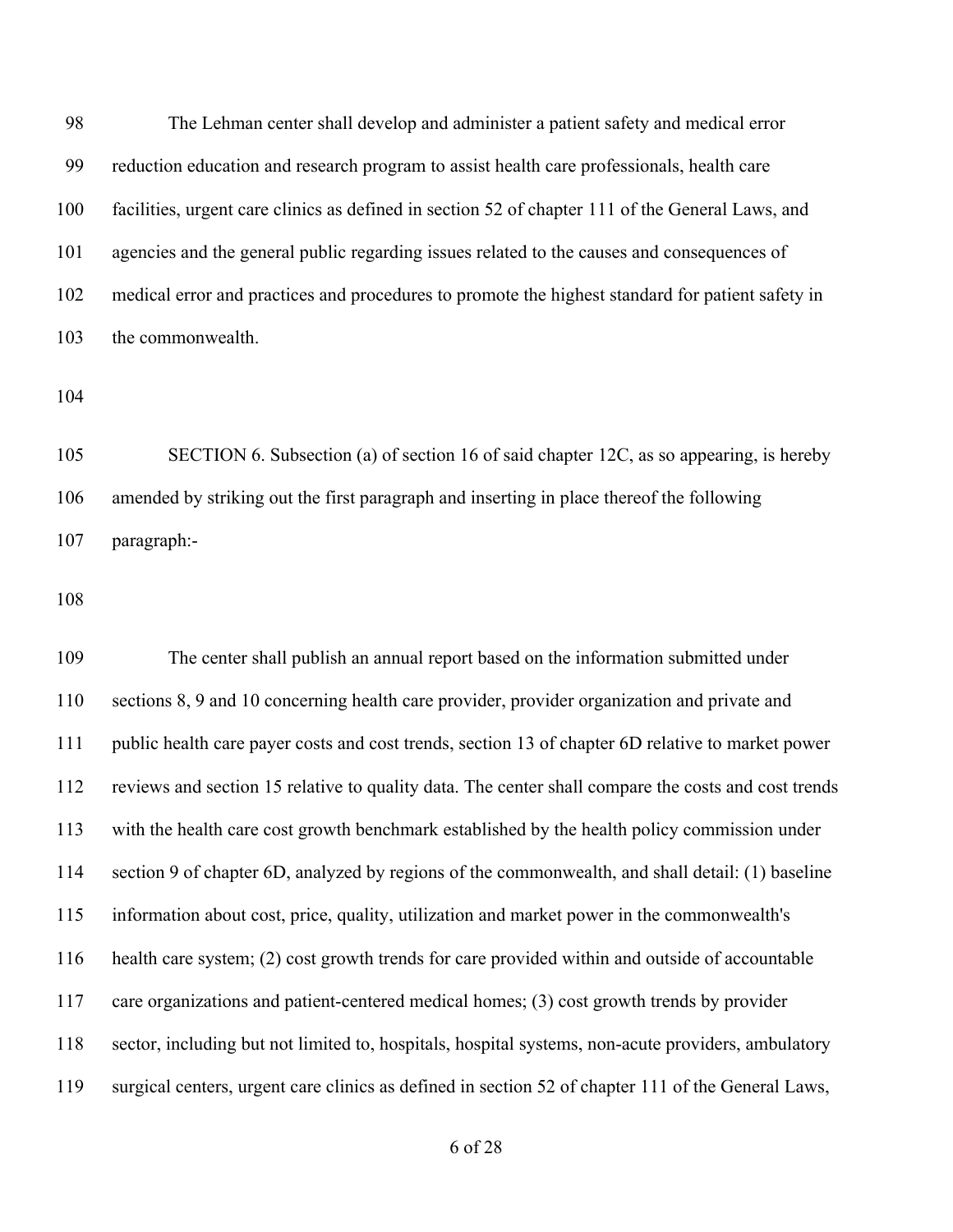The Lehman center shall develop and administer a patient safety and medical error reduction education and research program to assist health care professionals, health care facilities, urgent care clinics as defined in section 52 of chapter 111 of the General Laws, and agencies and the general public regarding issues related to the causes and consequences of medical error and practices and procedures to promote the highest standard for patient safety in the commonwealth.

SECTION 6. Subsection (a) of section 16 of said chapter 12C, as so appearing, is hereby amended by striking out the first paragraph and inserting in place thereof the following paragraph:-

The center shall publish an annual report based on the information submitted under sections 8, 9 and 10 concerning health care provider, provider organization and private and public health care payer costs and cost trends, section 13 of chapter 6D relative to market power reviews and section 15 relative to quality data. The center shall compare the costs and cost trends with the health care cost growth benchmark established by the health policy commission under section 9 of chapter 6D, analyzed by regions of the commonwealth, and shall detail: (1) baseline information about cost, price, quality, utilization and market power in the commonwealth's health care system; (2) cost growth trends for care provided within and outside of accountable care organizations and patient-centered medical homes; (3) cost growth trends by provider sector, including but not limited to, hospitals, hospital systems, non-acute providers, ambulatory surgical centers, urgent care clinics as defined in section 52 of chapter 111 of the General Laws,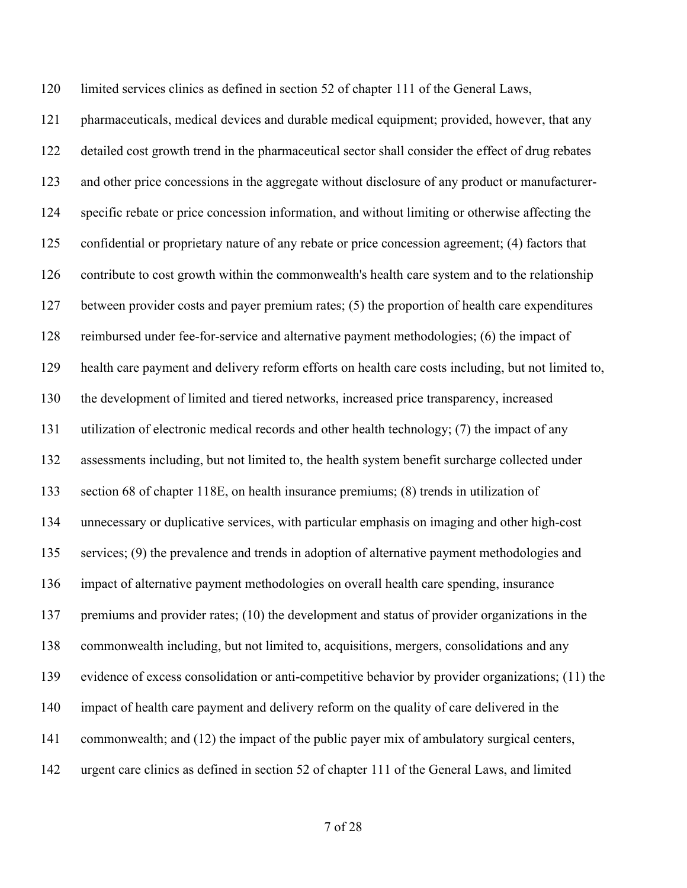limited services clinics as defined in section 52 of chapter 111 of the General Laws, pharmaceuticals, medical devices and durable medical equipment; provided, however, that any detailed cost growth trend in the pharmaceutical sector shall consider the effect of drug rebates and other price concessions in the aggregate without disclosure of any product or manufacturer-specific rebate or price concession information, and without limiting or otherwise affecting the confidential or proprietary nature of any rebate or price concession agreement; (4) factors that contribute to cost growth within the commonwealth's health care system and to the relationship between provider costs and payer premium rates; (5) the proportion of health care expenditures reimbursed under fee-for-service and alternative payment methodologies; (6) the impact of health care payment and delivery reform efforts on health care costs including, but not limited to, the development of limited and tiered networks, increased price transparency, increased utilization of electronic medical records and other health technology; (7) the impact of any assessments including, but not limited to, the health system benefit surcharge collected under section 68 of chapter 118E, on health insurance premiums; (8) trends in utilization of unnecessary or duplicative services, with particular emphasis on imaging and other high-cost services; (9) the prevalence and trends in adoption of alternative payment methodologies and impact of alternative payment methodologies on overall health care spending, insurance premiums and provider rates; (10) the development and status of provider organizations in the commonwealth including, but not limited to, acquisitions, mergers, consolidations and any evidence of excess consolidation or anti-competitive behavior by provider organizations; (11) the impact of health care payment and delivery reform on the quality of care delivered in the commonwealth; and (12) the impact of the public payer mix of ambulatory surgical centers, urgent care clinics as defined in section 52 of chapter 111 of the General Laws, and limited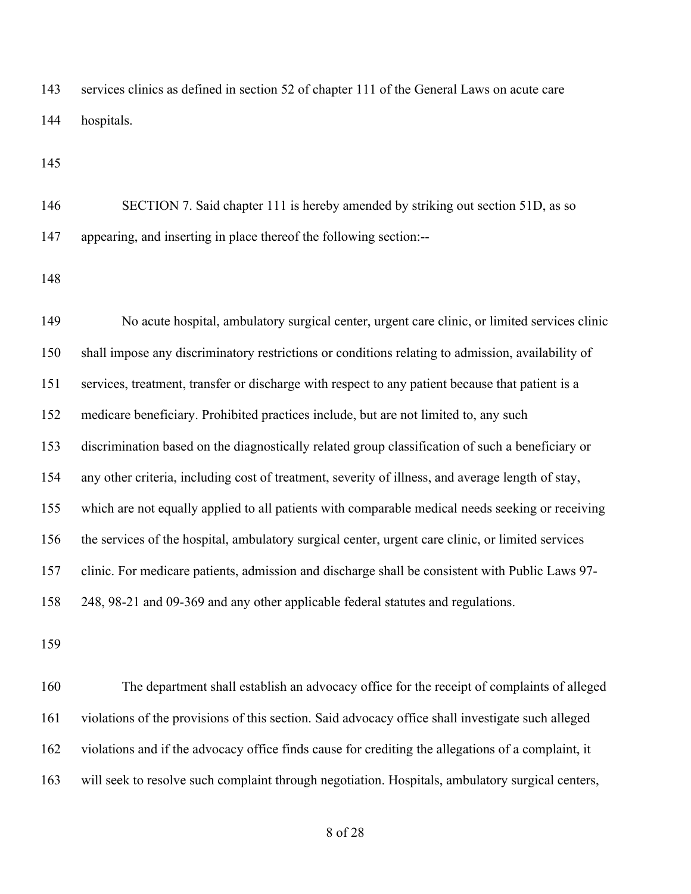services clinics as defined in section 52 of chapter 111 of the General Laws on acute care hospitals.

SECTION 7. Said chapter 111 is hereby amended by striking out section 51D, as so appearing, and inserting in place thereof the following section:--

No acute hospital, ambulatory surgical center, urgent care clinic, or limited services clinic shall impose any discriminatory restrictions or conditions relating to admission, availability of services, treatment, transfer or discharge with respect to any patient because that patient is a medicare beneficiary. Prohibited practices include, but are not limited to, any such discrimination based on the diagnostically related group classification of such a beneficiary or any other criteria, including cost of treatment, severity of illness, and average length of stay, which are not equally applied to all patients with comparable medical needs seeking or receiving the services of the hospital, ambulatory surgical center, urgent care clinic, or limited services clinic. For medicare patients, admission and discharge shall be consistent with Public Laws 97-248, 98-21 and 09-369 and any other applicable federal statutes and regulations.

The department shall establish an advocacy office for the receipt of complaints of alleged violations of the provisions of this section. Said advocacy office shall investigate such alleged violations and if the advocacy office finds cause for crediting the allegations of a complaint, it will seek to resolve such complaint through negotiation. Hospitals, ambulatory surgical centers,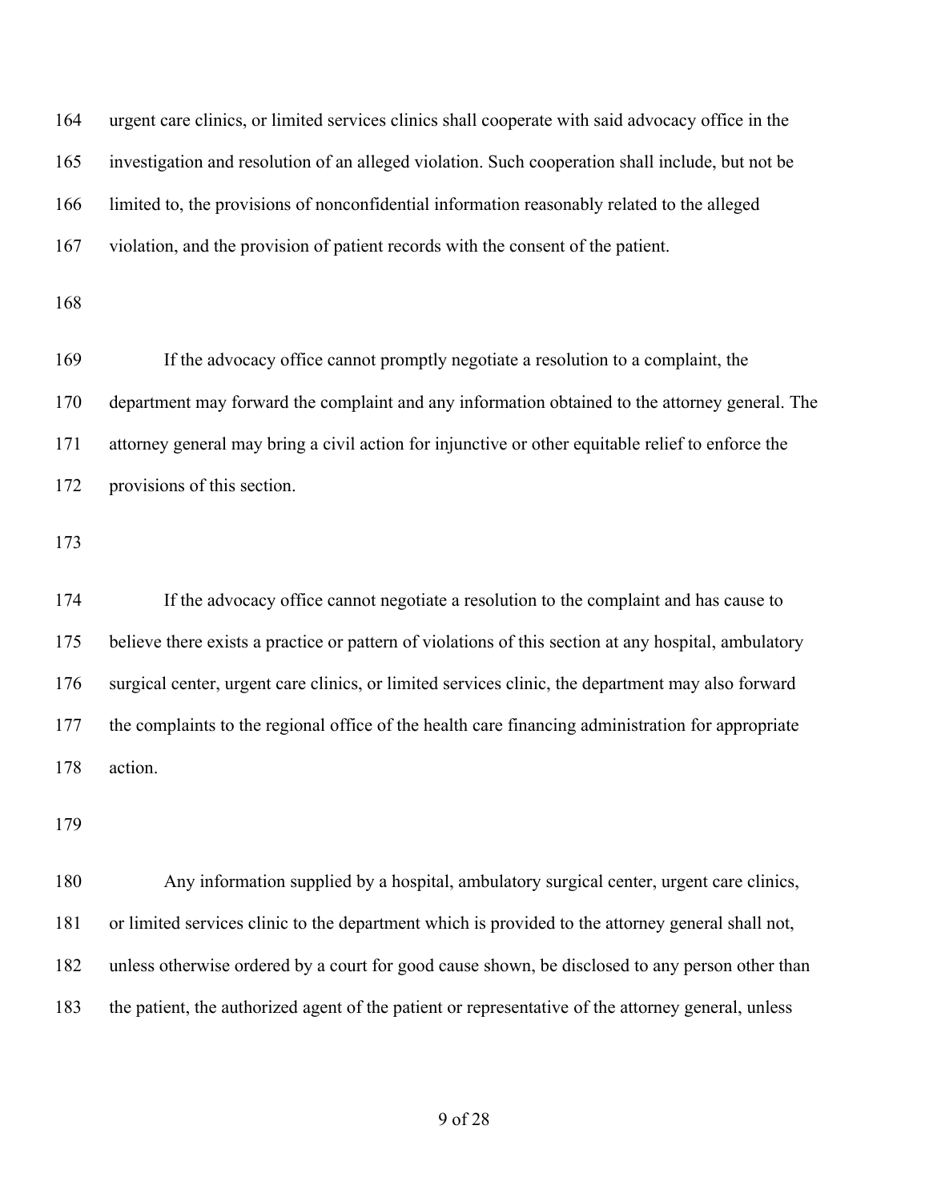urgent care clinics, or limited services clinics shall cooperate with said advocacy office in the investigation and resolution of an alleged violation. Such cooperation shall include, but not be limited to, the provisions of nonconfidential information reasonably related to the alleged violation, and the provision of patient records with the consent of the patient.

If the advocacy office cannot promptly negotiate a resolution to a complaint, the department may forward the complaint and any information obtained to the attorney general. The attorney general may bring a civil action for injunctive or other equitable relief to enforce the provisions of this section.

If the advocacy office cannot negotiate a resolution to the complaint and has cause to believe there exists a practice or pattern of violations of this section at any hospital, ambulatory surgical center, urgent care clinics, or limited services clinic, the department may also forward the complaints to the regional office of the health care financing administration for appropriate action.

Any information supplied by a hospital, ambulatory surgical center, urgent care clinics, or limited services clinic to the department which is provided to the attorney general shall not, unless otherwise ordered by a court for good cause shown, be disclosed to any person other than the patient, the authorized agent of the patient or representative of the attorney general, unless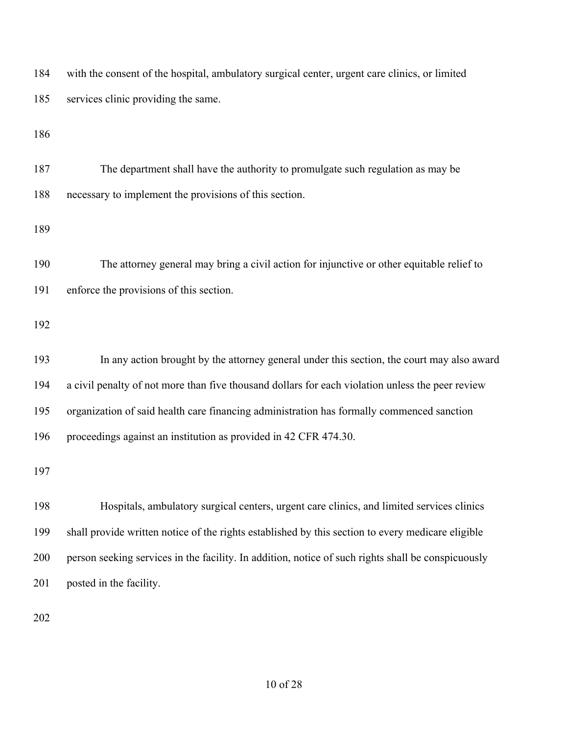with the consent of the hospital, ambulatory surgical center, urgent care clinics, or limited services clinic providing the same.

The department shall have the authority to promulgate such regulation as may be necessary to implement the provisions of this section.

The attorney general may bring a civil action for injunctive or other equitable relief to enforce the provisions of this section.

In any action brought by the attorney general under this section, the court may also award a civil penalty of not more than five thousand dollars for each violation unless the peer review organization of said health care financing administration has formally commenced sanction proceedings against an institution as provided in 42 CFR 474.30.

Hospitals, ambulatory surgical centers, urgent care clinics, and limited services clinics shall provide written notice of the rights established by this section to every medicare eligible person seeking services in the facility. In addition, notice of such rights shall be conspicuously posted in the facility.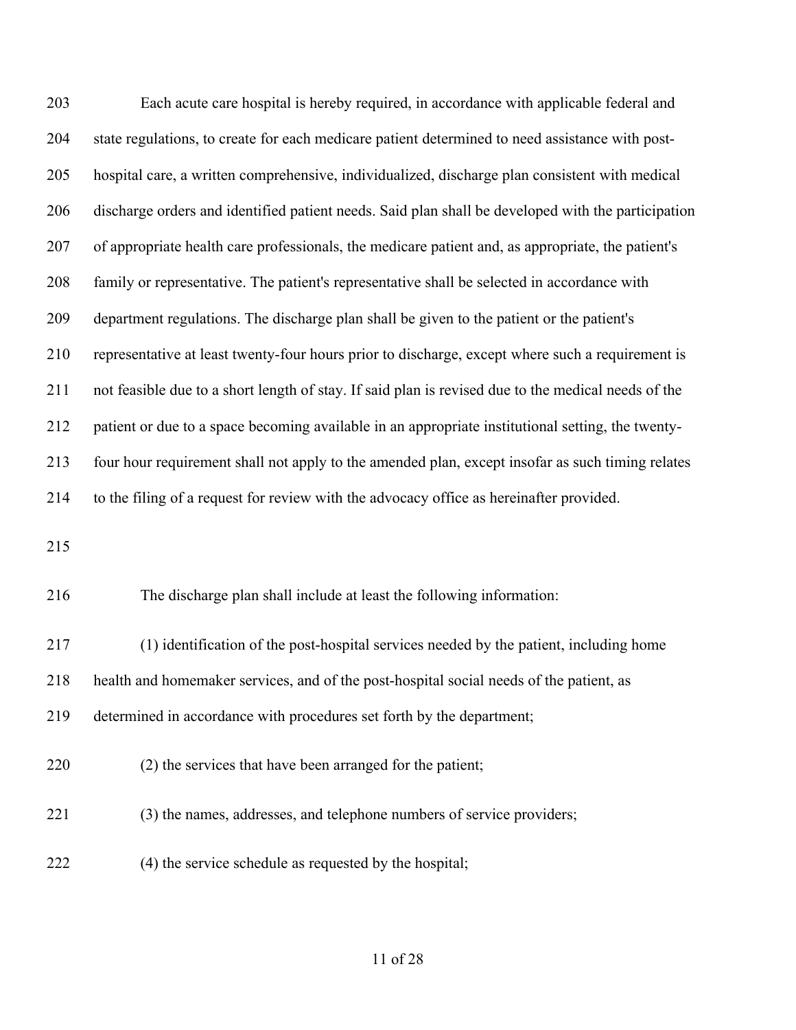Each acute care hospital is hereby required, in accordance with applicable federal and state regulations, to create for each medicare patient determined to need assistance with post-hospital care, a written comprehensive, individualized, discharge plan consistent with medical discharge orders and identified patient needs. Said plan shall be developed with the participation of appropriate health care professionals, the medicare patient and, as appropriate, the patient's family or representative. The patient's representative shall be selected in accordance with department regulations. The discharge plan shall be given to the patient or the patient's representative at least twenty-four hours prior to discharge, except where such a requirement is not feasible due to a short length of stay. If said plan is revised due to the medical needs of the patient or due to a space becoming available in an appropriate institutional setting, the twenty-four hour requirement shall not apply to the amended plan, except insofar as such timing relates to the filing of a request for review with the advocacy office as hereinafter provided.

The discharge plan shall include at least the following information:

(1) identification of the post-hospital services needed by the patient, including home health and homemaker services, and of the post-hospital social needs of the patient, as determined in accordance with procedures set forth by the department;

(2) the services that have been arranged for the patient;

(3) the names, addresses, and telephone numbers of service providers;

(4) the service schedule as requested by the hospital;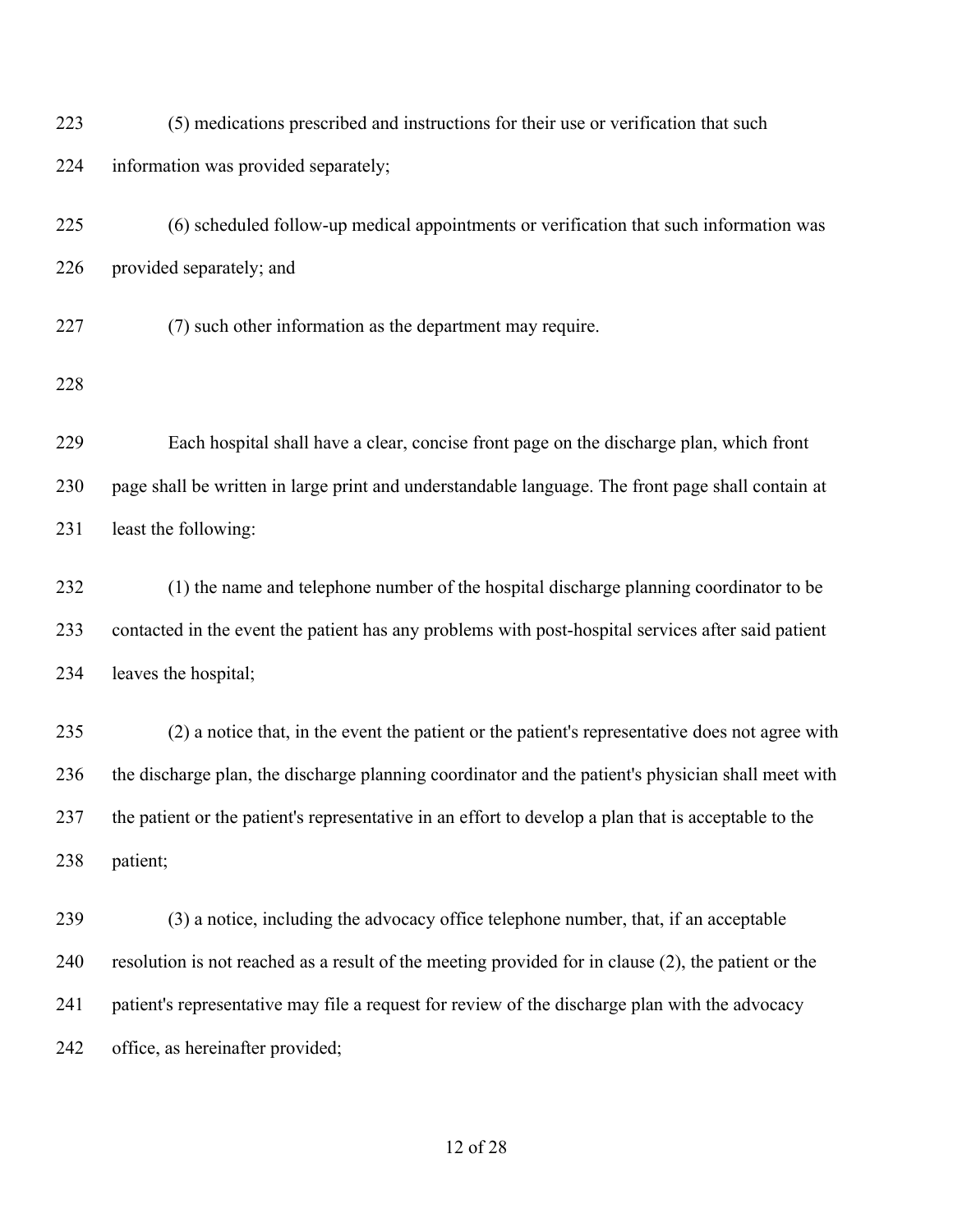(5) medications prescribed and instructions for their use or verification that such information was provided separately;

(6) scheduled follow-up medical appointments or verification that such information was provided separately; and

(7) such other information as the department may require.

Each hospital shall have a clear, concise front page on the discharge plan, which front page shall be written in large print and understandable language. The front page shall contain at least the following:

(1) the name and telephone number of the hospital discharge planning coordinator to be contacted in the event the patient has any problems with post-hospital services after said patient leaves the hospital;

(2) a notice that, in the event the patient or the patient's representative does not agree with the discharge plan, the discharge planning coordinator and the patient's physician shall meet with the patient or the patient's representative in an effort to develop a plan that is acceptable to the patient;

(3) a notice, including the advocacy office telephone number, that, if an acceptable resolution is not reached as a result of the meeting provided for in clause (2), the patient or the patient's representative may file a request for review of the discharge plan with the advocacy office, as hereinafter provided;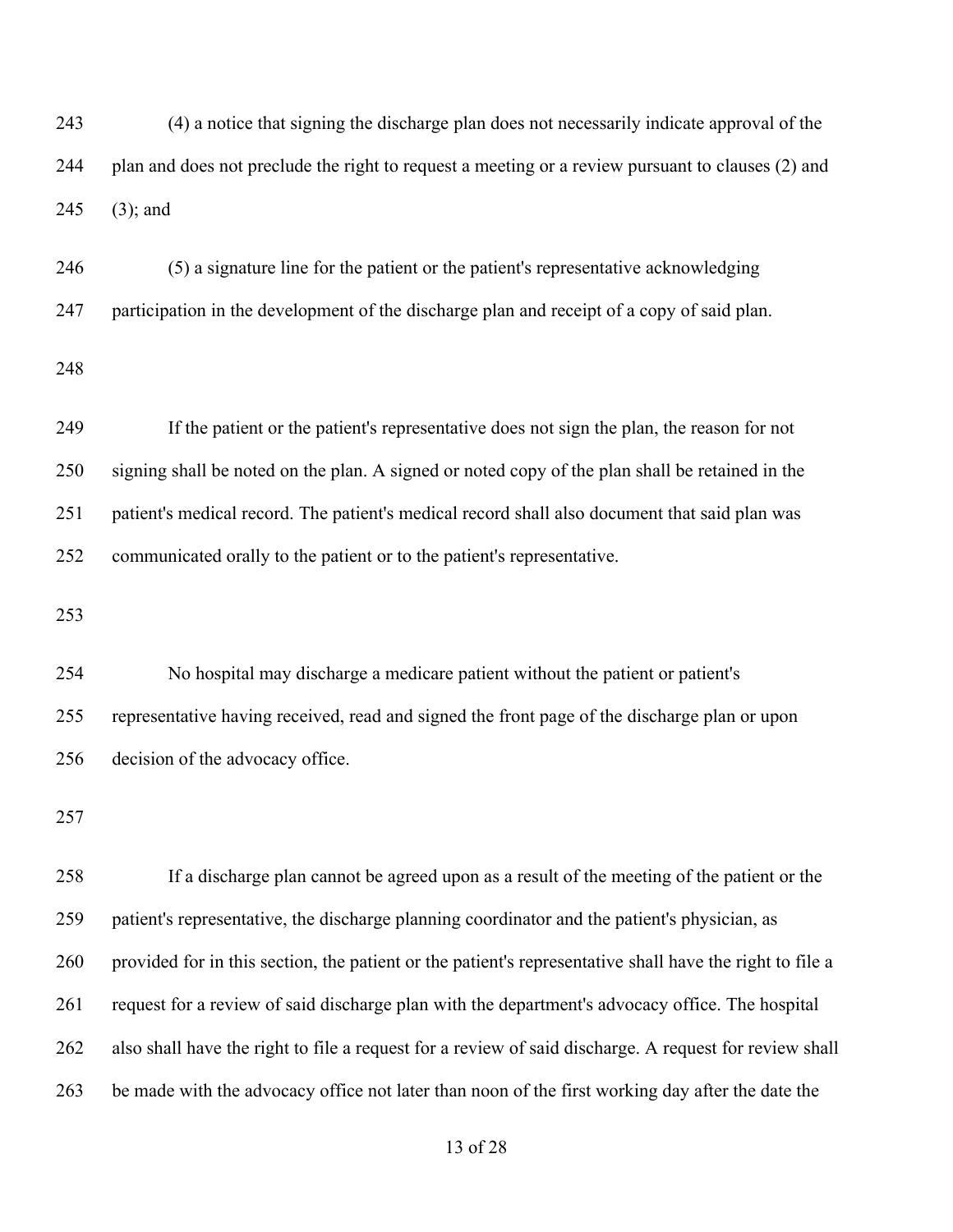(4) a notice that signing the discharge plan does not necessarily indicate approval of the plan and does not preclude the right to request a meeting or a review pursuant to clauses (2) and (3); and

(5) a signature line for the patient or the patient's representative acknowledging participation in the development of the discharge plan and receipt of a copy of said plan.

If the patient or the patient's representative does not sign the plan, the reason for not signing shall be noted on the plan. A signed or noted copy of the plan shall be retained in the patient's medical record. The patient's medical record shall also document that said plan was communicated orally to the patient or to the patient's representative.

No hospital may discharge a medicare patient without the patient or patient's representative having received, read and signed the front page of the discharge plan or upon decision of the advocacy office.

If a discharge plan cannot be agreed upon as a result of the meeting of the patient or the patient's representative, the discharge planning coordinator and the patient's physician, as provided for in this section, the patient or the patient's representative shall have the right to file a request for a review of said discharge plan with the department's advocacy office. The hospital also shall have the right to file a request for a review of said discharge. A request for review shall be made with the advocacy office not later than noon of the first working day after the date the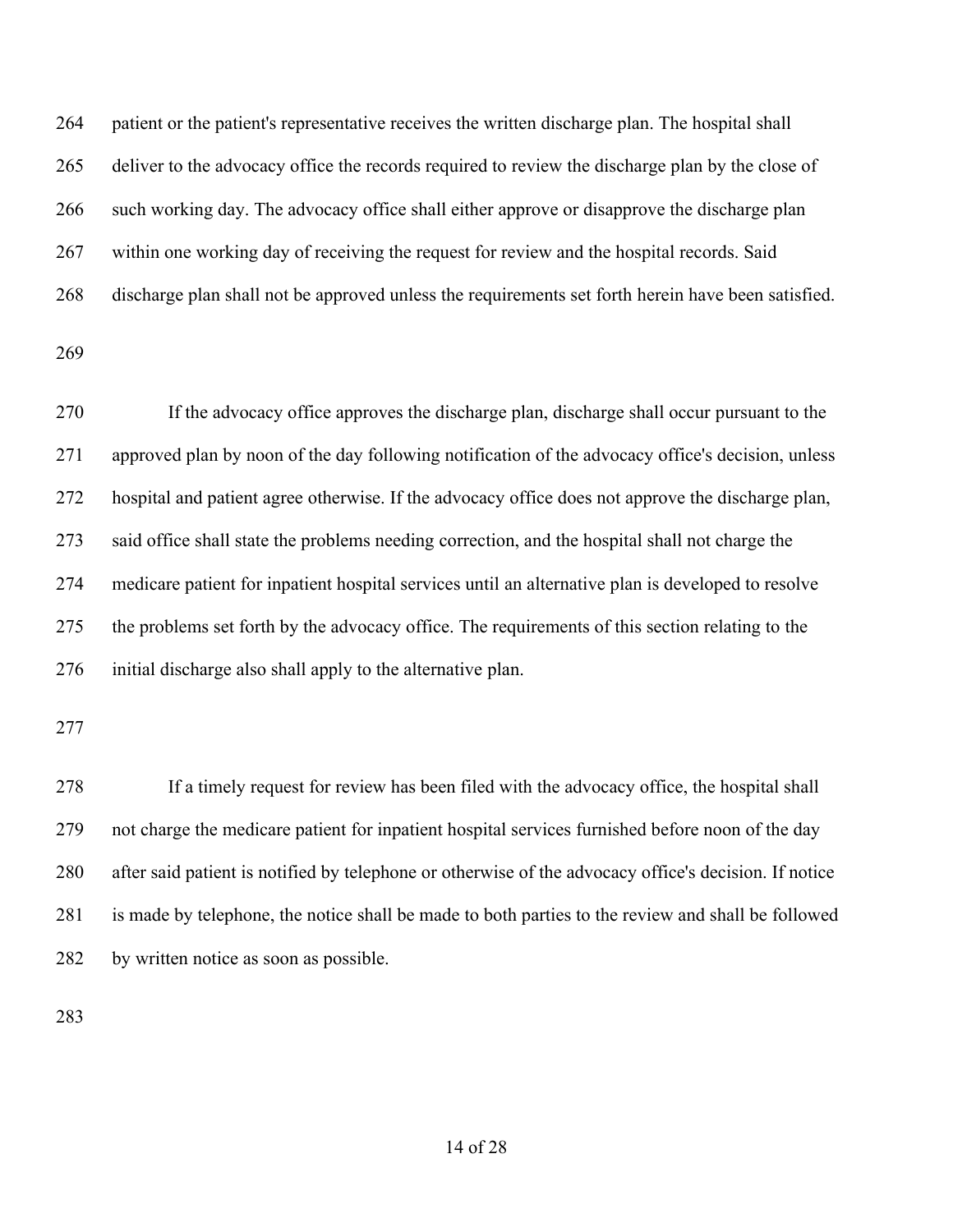patient or the patient's representative receives the written discharge plan. The hospital shall deliver to the advocacy office the records required to review the discharge plan by the close of such working day. The advocacy office shall either approve or disapprove the discharge plan within one working day of receiving the request for review and the hospital records. Said discharge plan shall not be approved unless the requirements set forth herein have been satisfied.

If the advocacy office approves the discharge plan, discharge shall occur pursuant to the approved plan by noon of the day following notification of the advocacy office's decision, unless hospital and patient agree otherwise. If the advocacy office does not approve the discharge plan, said office shall state the problems needing correction, and the hospital shall not charge the medicare patient for inpatient hospital services until an alternative plan is developed to resolve the problems set forth by the advocacy office. The requirements of this section relating to the initial discharge also shall apply to the alternative plan.

If a timely request for review has been filed with the advocacy office, the hospital shall not charge the medicare patient for inpatient hospital services furnished before noon of the day after said patient is notified by telephone or otherwise of the advocacy office's decision. If notice is made by telephone, the notice shall be made to both parties to the review and shall be followed by written notice as soon as possible.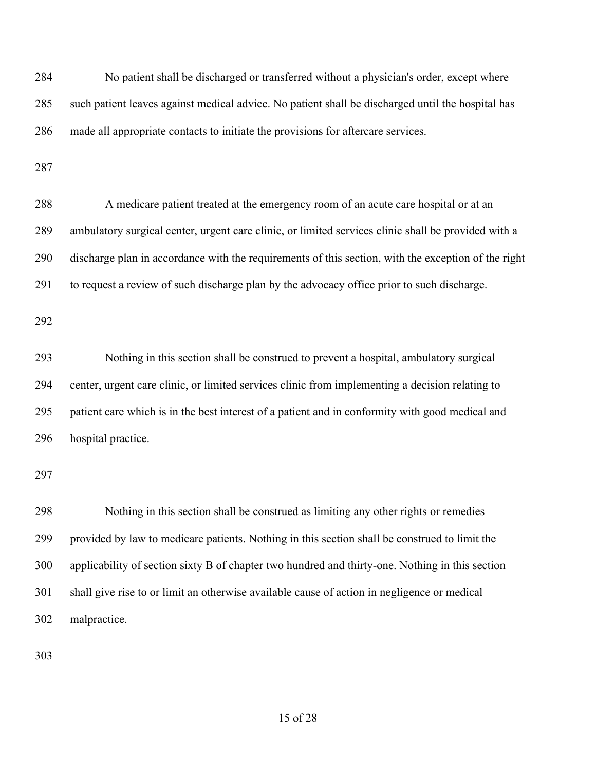No patient shall be discharged or transferred without a physician's order, except where such patient leaves against medical advice. No patient shall be discharged until the hospital has made all appropriate contacts to initiate the provisions for aftercare services.

A medicare patient treated at the emergency room of an acute care hospital or at an ambulatory surgical center, urgent care clinic, or limited services clinic shall be provided with a discharge plan in accordance with the requirements of this section, with the exception of the right to request a review of such discharge plan by the advocacy office prior to such discharge.

Nothing in this section shall be construed to prevent a hospital, ambulatory surgical center, urgent care clinic, or limited services clinic from implementing a decision relating to patient care which is in the best interest of a patient and in conformity with good medical and hospital practice.

Nothing in this section shall be construed as limiting any other rights or remedies provided by law to medicare patients. Nothing in this section shall be construed to limit the applicability of section sixty B of chapter two hundred and thirty-one. Nothing in this section shall give rise to or limit an otherwise available cause of action in negligence or medical malpractice.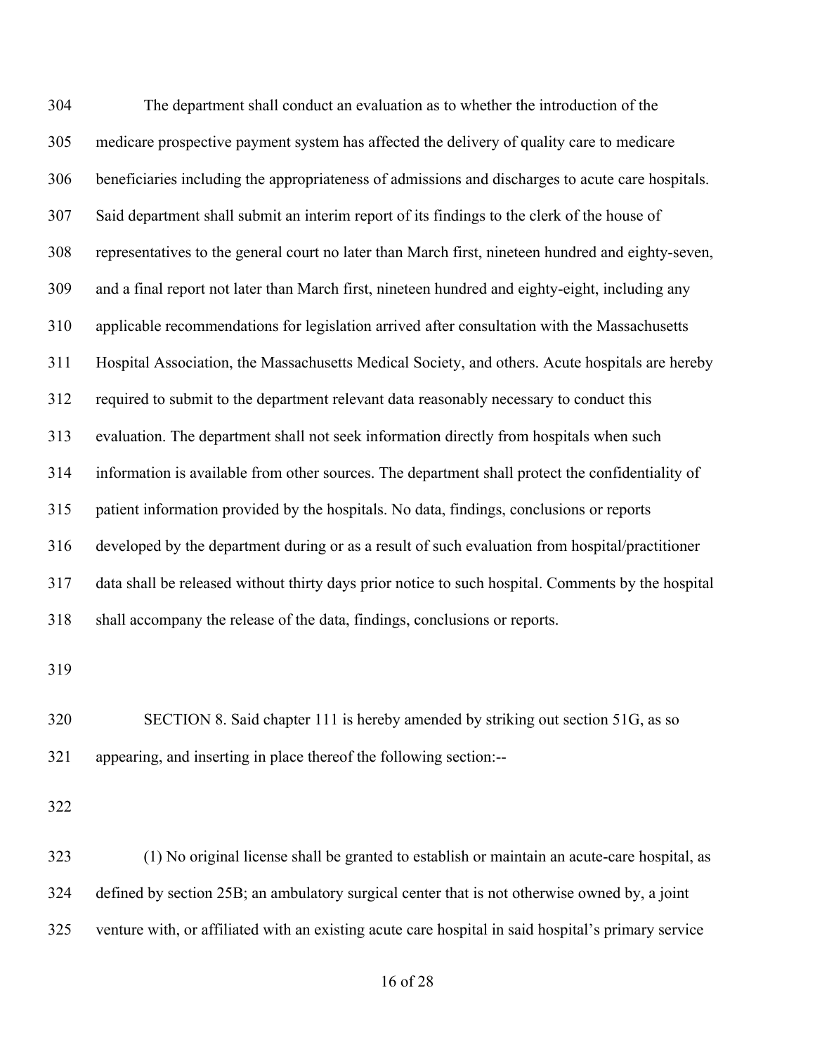The department shall conduct an evaluation as to whether the introduction of the medicare prospective payment system has affected the delivery of quality care to medicare beneficiaries including the appropriateness of admissions and discharges to acute care hospitals. Said department shall submit an interim report of its findings to the clerk of the house of representatives to the general court no later than March first, nineteen hundred and eighty-seven, and a final report not later than March first, nineteen hundred and eighty-eight, including any applicable recommendations for legislation arrived after consultation with the Massachusetts Hospital Association, the Massachusetts Medical Society, and others. Acute hospitals are hereby required to submit to the department relevant data reasonably necessary to conduct this evaluation. The department shall not seek information directly from hospitals when such information is available from other sources. The department shall protect the confidentiality of patient information provided by the hospitals. No data, findings, conclusions or reports developed by the department during or as a result of such evaluation from hospital/practitioner data shall be released without thirty days prior notice to such hospital. Comments by the hospital shall accompany the release of the data, findings, conclusions or reports.

SECTION 8. Said chapter 111 is hereby amended by striking out section 51G, as so appearing, and inserting in place thereof the following section:--

(1) No original license shall be granted to establish or maintain an acute-care hospital, as defined by section 25B; an ambulatory surgical center that is not otherwise owned by, a joint venture with, or affiliated with an existing acute care hospital in said hospital's primary service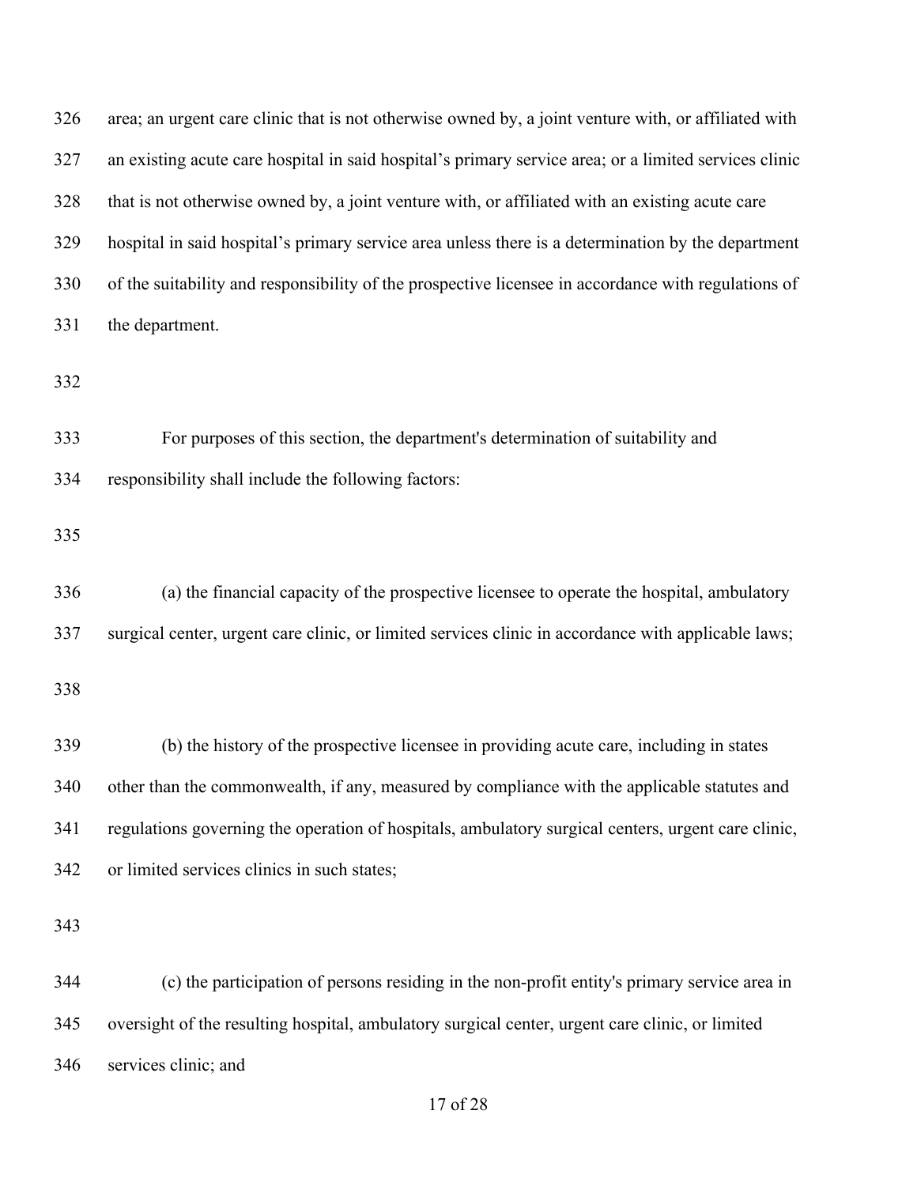area; an urgent care clinic that is not otherwise owned by, a joint venture with, or affiliated with an existing acute care hospital in said hospital's primary service area; or a limited services clinic that is not otherwise owned by, a joint venture with, or affiliated with an existing acute care hospital in said hospital's primary service area unless there is a determination by the department of the suitability and responsibility of the prospective licensee in accordance with regulations of the department.

For purposes of this section, the department's determination of suitability and responsibility shall include the following factors:

(a) the financial capacity of the prospective licensee to operate the hospital, ambulatory surgical center, urgent care clinic, or limited services clinic in accordance with applicable laws;

(b) the history of the prospective licensee in providing acute care, including in states other than the commonwealth, if any, measured by compliance with the applicable statutes and regulations governing the operation of hospitals, ambulatory surgical centers, urgent care clinic, or limited services clinics in such states;

(c) the participation of persons residing in the non-profit entity's primary service area in oversight of the resulting hospital, ambulatory surgical center, urgent care clinic, or limited services clinic; and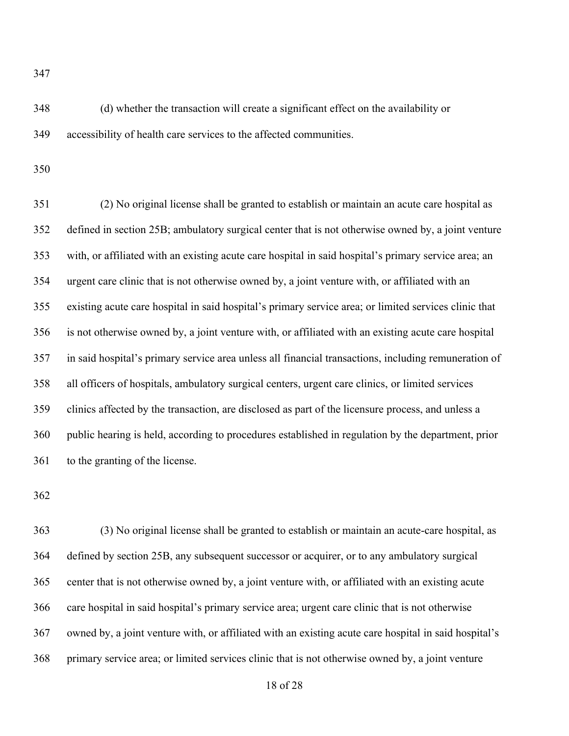(d) whether the transaction will create a significant effect on the availability or accessibility of health care services to the affected communities.

(2) No original license shall be granted to establish or maintain an acute care hospital as defined in section 25B; ambulatory surgical center that is not otherwise owned by, a joint venture with, or affiliated with an existing acute care hospital in said hospital's primary service area; an urgent care clinic that is not otherwise owned by, a joint venture with, or affiliated with an existing acute care hospital in said hospital's primary service area; or limited services clinic that is not otherwise owned by, a joint venture with, or affiliated with an existing acute care hospital in said hospital's primary service area unless all financial transactions, including remuneration of all officers of hospitals, ambulatory surgical centers, urgent care clinics, or limited services clinics affected by the transaction, are disclosed as part of the licensure process, and unless a public hearing is held, according to procedures established in regulation by the department, prior to the granting of the license.

(3) No original license shall be granted to establish or maintain an acute-care hospital, as defined by section 25B, any subsequent successor or acquirer, or to any ambulatory surgical center that is not otherwise owned by, a joint venture with, or affiliated with an existing acute care hospital in said hospital's primary service area; urgent care clinic that is not otherwise owned by, a joint venture with, or affiliated with an existing acute care hospital in said hospital's primary service area; or limited services clinic that is not otherwise owned by, a joint venture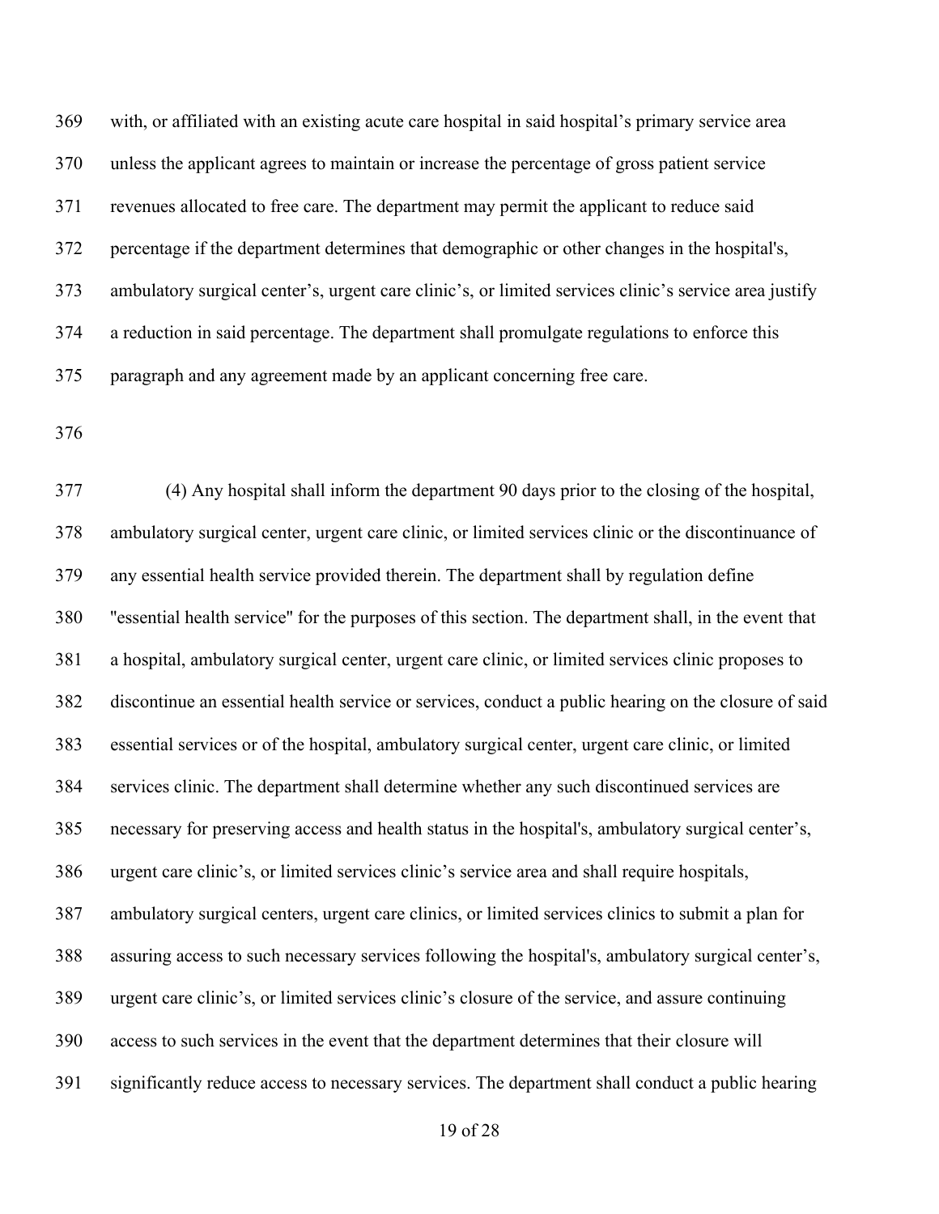with, or affiliated with an existing acute care hospital in said hospital's primary service area unless the applicant agrees to maintain or increase the percentage of gross patient service revenues allocated to free care. The department may permit the applicant to reduce said percentage if the department determines that demographic or other changes in the hospital's, ambulatory surgical center's, urgent care clinic's, or limited services clinic's service area justify a reduction in said percentage. The department shall promulgate regulations to enforce this paragraph and any agreement made by an applicant concerning free care.

(4) Any hospital shall inform the department 90 days prior to the closing of the hospital, ambulatory surgical center, urgent care clinic, or limited services clinic or the discontinuance of any essential health service provided therein. The department shall by regulation define "essential health service" for the purposes of this section. The department shall, in the event that a hospital, ambulatory surgical center, urgent care clinic, or limited services clinic proposes to discontinue an essential health service or services, conduct a public hearing on the closure of said essential services or of the hospital, ambulatory surgical center, urgent care clinic, or limited services clinic. The department shall determine whether any such discontinued services are necessary for preserving access and health status in the hospital's, ambulatory surgical center's, urgent care clinic's, or limited services clinic's service area and shall require hospitals, ambulatory surgical centers, urgent care clinics, or limited services clinics to submit a plan for assuring access to such necessary services following the hospital's, ambulatory surgical center's, urgent care clinic's, or limited services clinic's closure of the service, and assure continuing access to such services in the event that the department determines that their closure will significantly reduce access to necessary services. The department shall conduct a public hearing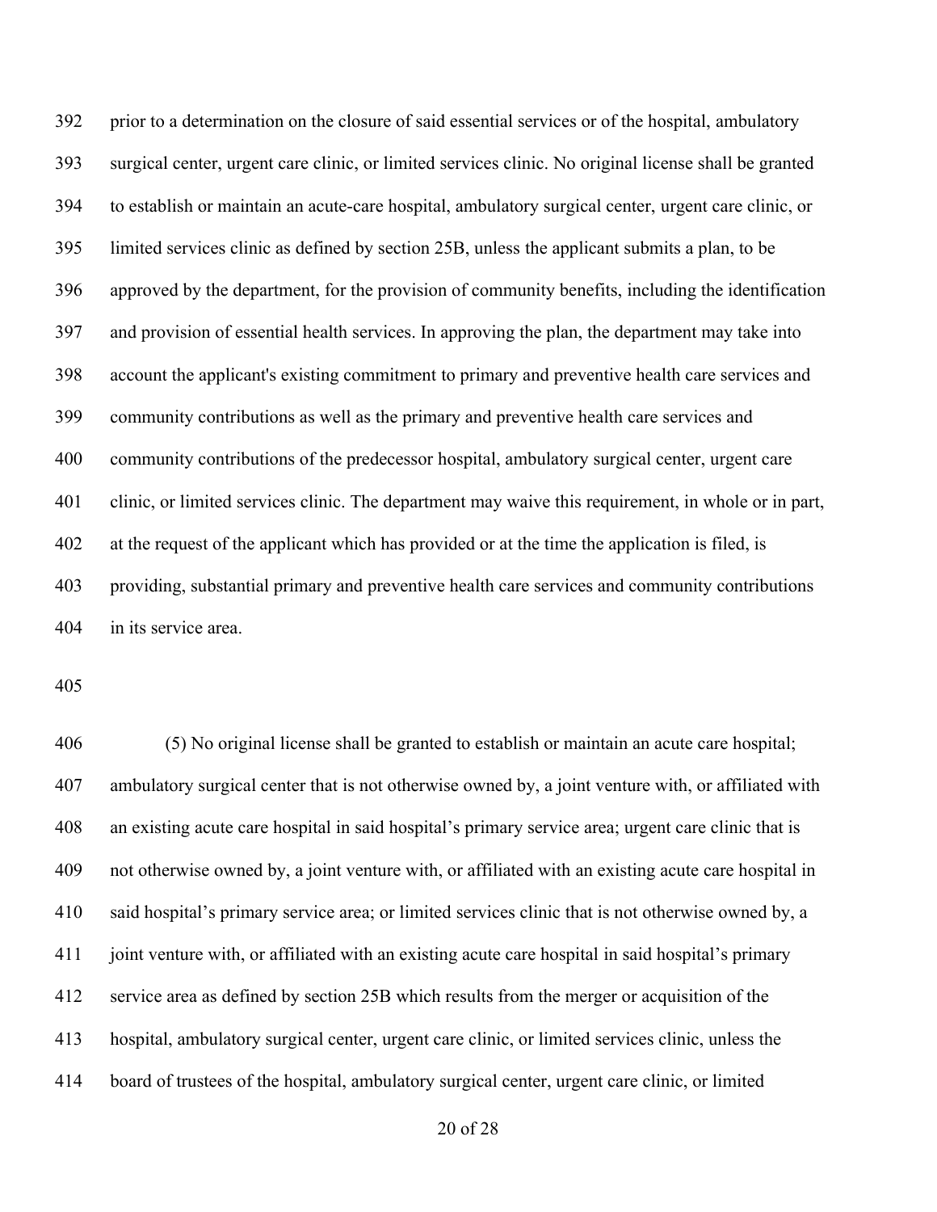prior to a determination on the closure of said essential services or of the hospital, ambulatory surgical center, urgent care clinic, or limited services clinic. No original license shall be granted to establish or maintain an acute-care hospital, ambulatory surgical center, urgent care clinic, or limited services clinic as defined by section 25B, unless the applicant submits a plan, to be approved by the department, for the provision of community benefits, including the identification and provision of essential health services. In approving the plan, the department may take into account the applicant's existing commitment to primary and preventive health care services and community contributions as well as the primary and preventive health care services and community contributions of the predecessor hospital, ambulatory surgical center, urgent care clinic, or limited services clinic. The department may waive this requirement, in whole or in part, at the request of the applicant which has provided or at the time the application is filed, is providing, substantial primary and preventive health care services and community contributions in its service area.

(5) No original license shall be granted to establish or maintain an acute care hospital; ambulatory surgical center that is not otherwise owned by, a joint venture with, or affiliated with an existing acute care hospital in said hospital's primary service area; urgent care clinic that is not otherwise owned by, a joint venture with, or affiliated with an existing acute care hospital in said hospital's primary service area; or limited services clinic that is not otherwise owned by, a joint venture with, or affiliated with an existing acute care hospital in said hospital's primary service area as defined by section 25B which results from the merger or acquisition of the hospital, ambulatory surgical center, urgent care clinic, or limited services clinic, unless the board of trustees of the hospital, ambulatory surgical center, urgent care clinic, or limited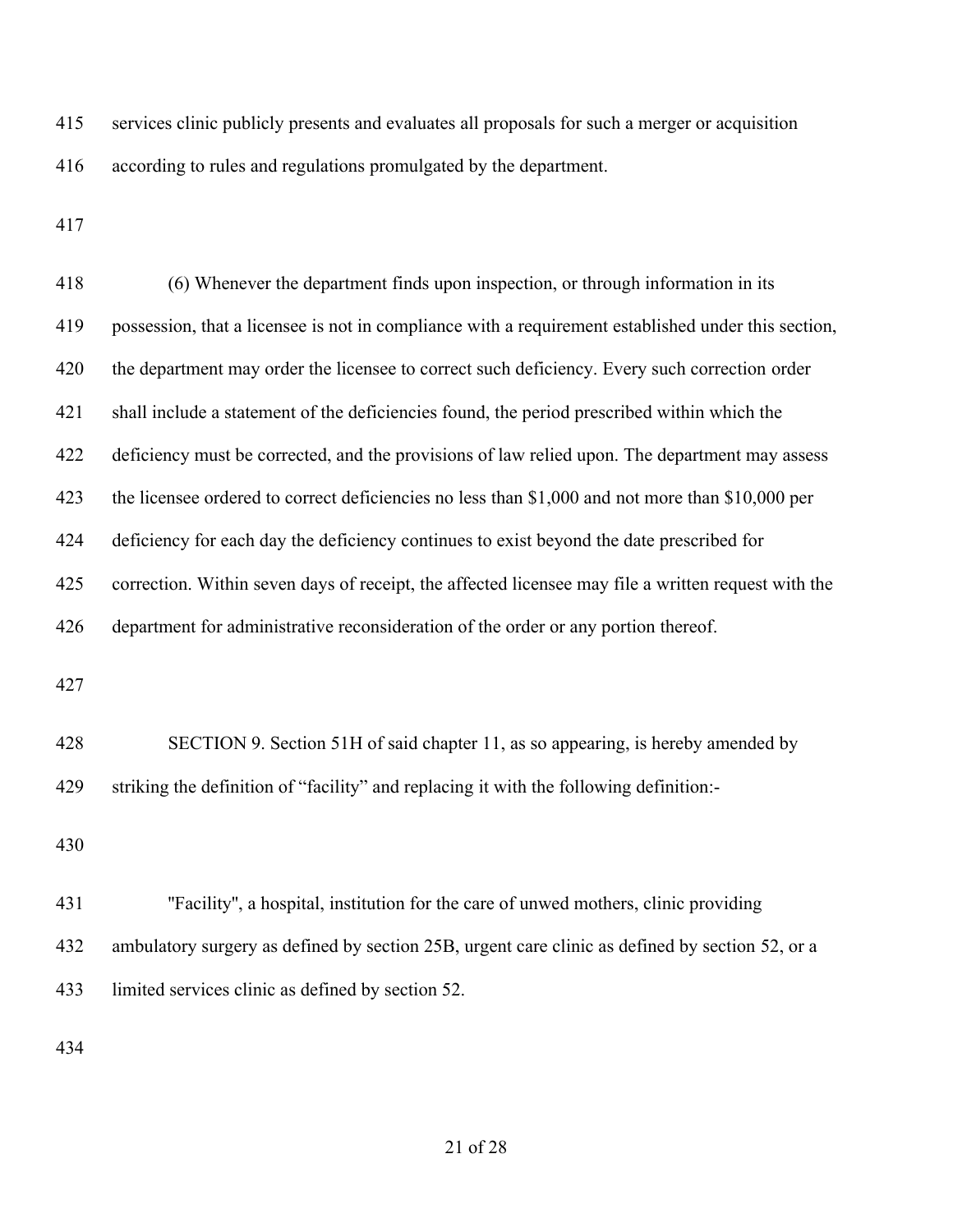services clinic publicly presents and evaluates all proposals for such a merger or acquisition according to rules and regulations promulgated by the department.

(6) Whenever the department finds upon inspection, or through information in its possession, that a licensee is not in compliance with a requirement established under this section, the department may order the licensee to correct such deficiency. Every such correction order shall include a statement of the deficiencies found, the period prescribed within which the deficiency must be corrected, and the provisions of law relied upon. The department may assess the licensee ordered to correct deficiencies no less than $1,000 and not more than $10,000 per deficiency for each day the deficiency continues to exist beyond the date prescribed for correction. Within seven days of receipt, the affected licensee may file a written request with the department for administrative reconsideration of the order or any portion thereof.

SECTION 9. Section 51H of said chapter 11, as so appearing, is hereby amended by striking the definition of “facility” and replacing it with the following definition:-

"Facility", a hospital, institution for the care of unwed mothers, clinic providing ambulatory surgery as defined by section 25B, urgent care clinic as defined by section 52, or a limited services clinic as defined by section 52.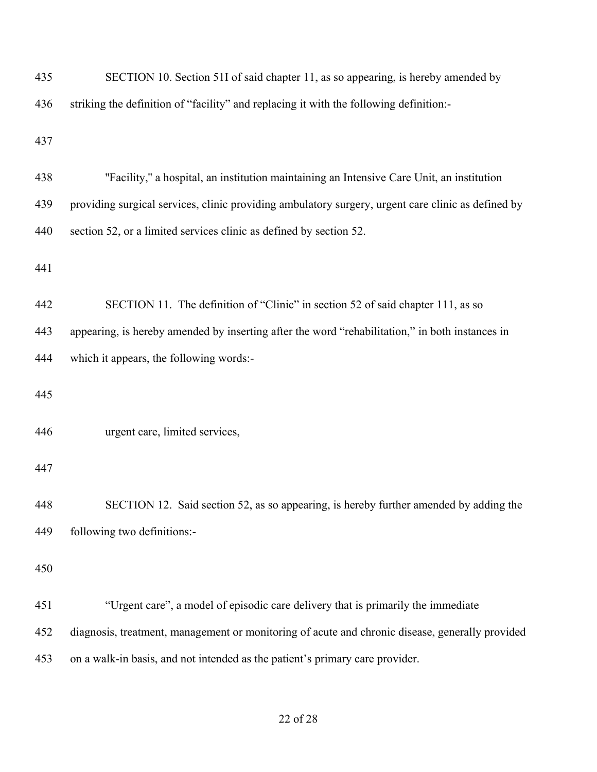435 SECTION 10. Section 51I of said chapter 11, as so appearing, is hereby amended by

436 striking the definition of "facility" and replacing it with the following definition:-

437

438 "Facility," a hospital, an institution maintaining an Intensive Care Unit, an institution

439 providing surgical services, clinic providing ambulatory surgery, urgent care clinic as defined by

440 section 52, or a limited services clinic as defined by section 52.

441

442 SECTION 11. The definition of "Clinic" in section 52 of said chapter 111, as so

443 appearing, is hereby amended by inserting after the word "rehabilitation," in both instances in

444 which it appears, the following words:-

445

446 urgent care, limited services,

447

448 SECTION 12. Said section 52, as so appearing, is hereby further amended by adding the

449 following two definitions:-

450

451 "Urgent care", a model of episodic care delivery that is primarily the immediate

452 diagnosis, treatment, management or monitoring of acute and chronic disease, generally provided

453 on a walk-in basis, and not intended as the patient's primary care provider.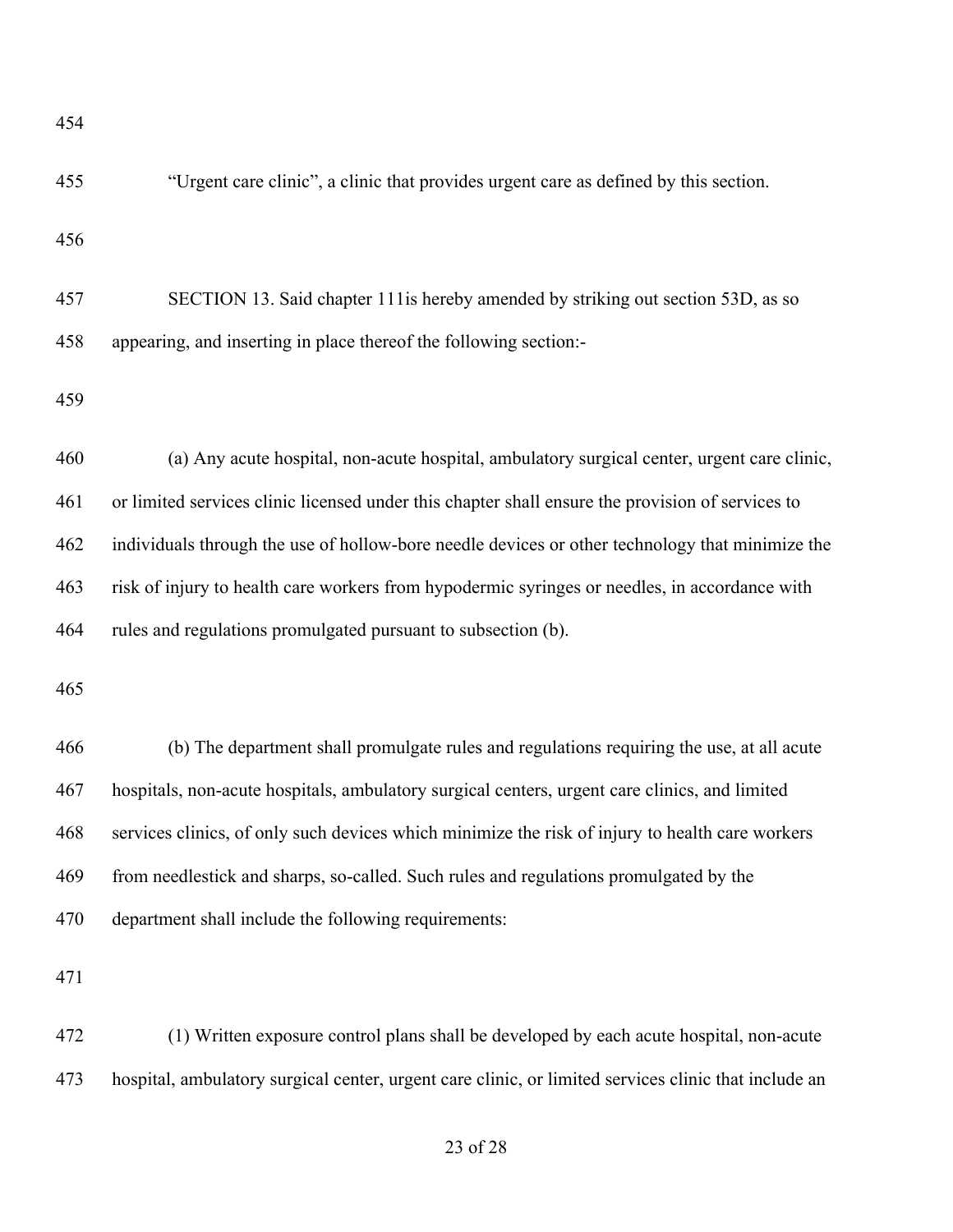"Urgent care clinic", a clinic that provides urgent care as defined by this section.

SECTION 13. Said chapter 111is hereby amended by striking out section 53D, as so appearing, and inserting in place thereof the following section:-

(a) Any acute hospital, non-acute hospital, ambulatory surgical center, urgent care clinic, or limited services clinic licensed under this chapter shall ensure the provision of services to individuals through the use of hollow-bore needle devices or other technology that minimize the risk of injury to health care workers from hypodermic syringes or needles, in accordance with rules and regulations promulgated pursuant to subsection (b).

(b) The department shall promulgate rules and regulations requiring the use, at all acute hospitals, non-acute hospitals, ambulatory surgical centers, urgent care clinics, and limited services clinics, of only such devices which minimize the risk of injury to health care workers from needlestick and sharps, so-called. Such rules and regulations promulgated by the department shall include the following requirements:

(1) Written exposure control plans shall be developed by each acute hospital, non-acute hospital, ambulatory surgical center, urgent care clinic, or limited services clinic that include an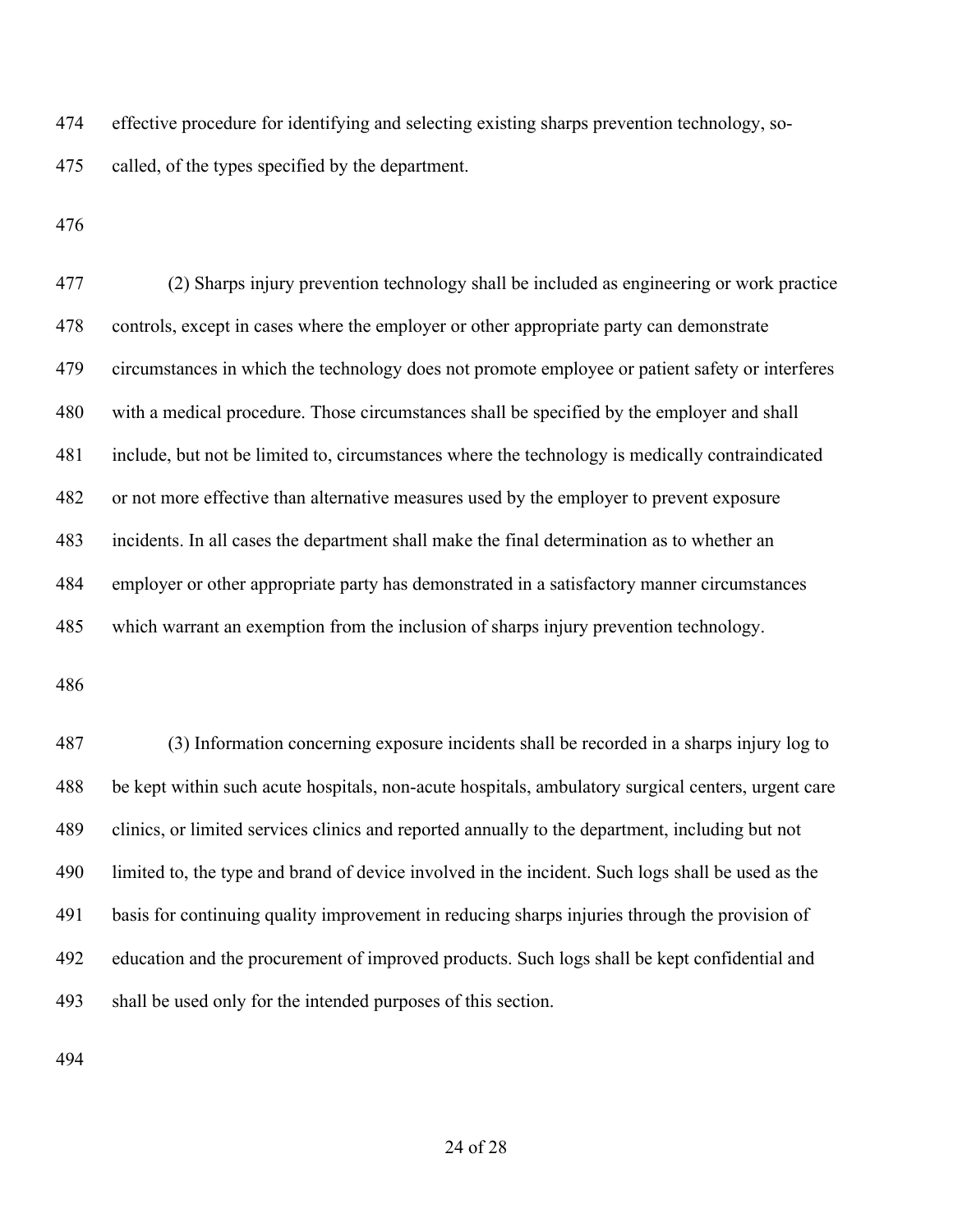effective procedure for identifying and selecting existing sharps prevention technology, so-called, of the types specified by the department.

(2) Sharps injury prevention technology shall be included as engineering or work practice controls, except in cases where the employer or other appropriate party can demonstrate circumstances in which the technology does not promote employee or patient safety or interferes with a medical procedure. Those circumstances shall be specified by the employer and shall include, but not be limited to, circumstances where the technology is medically contraindicated or not more effective than alternative measures used by the employer to prevent exposure incidents. In all cases the department shall make the final determination as to whether an employer or other appropriate party has demonstrated in a satisfactory manner circumstances which warrant an exemption from the inclusion of sharps injury prevention technology.

(3) Information concerning exposure incidents shall be recorded in a sharps injury log to be kept within such acute hospitals, non-acute hospitals, ambulatory surgical centers, urgent care clinics, or limited services clinics and reported annually to the department, including but not limited to, the type and brand of device involved in the incident. Such logs shall be used as the basis for continuing quality improvement in reducing sharps injuries through the provision of education and the procurement of improved products. Such logs shall be kept confidential and shall be used only for the intended purposes of this section.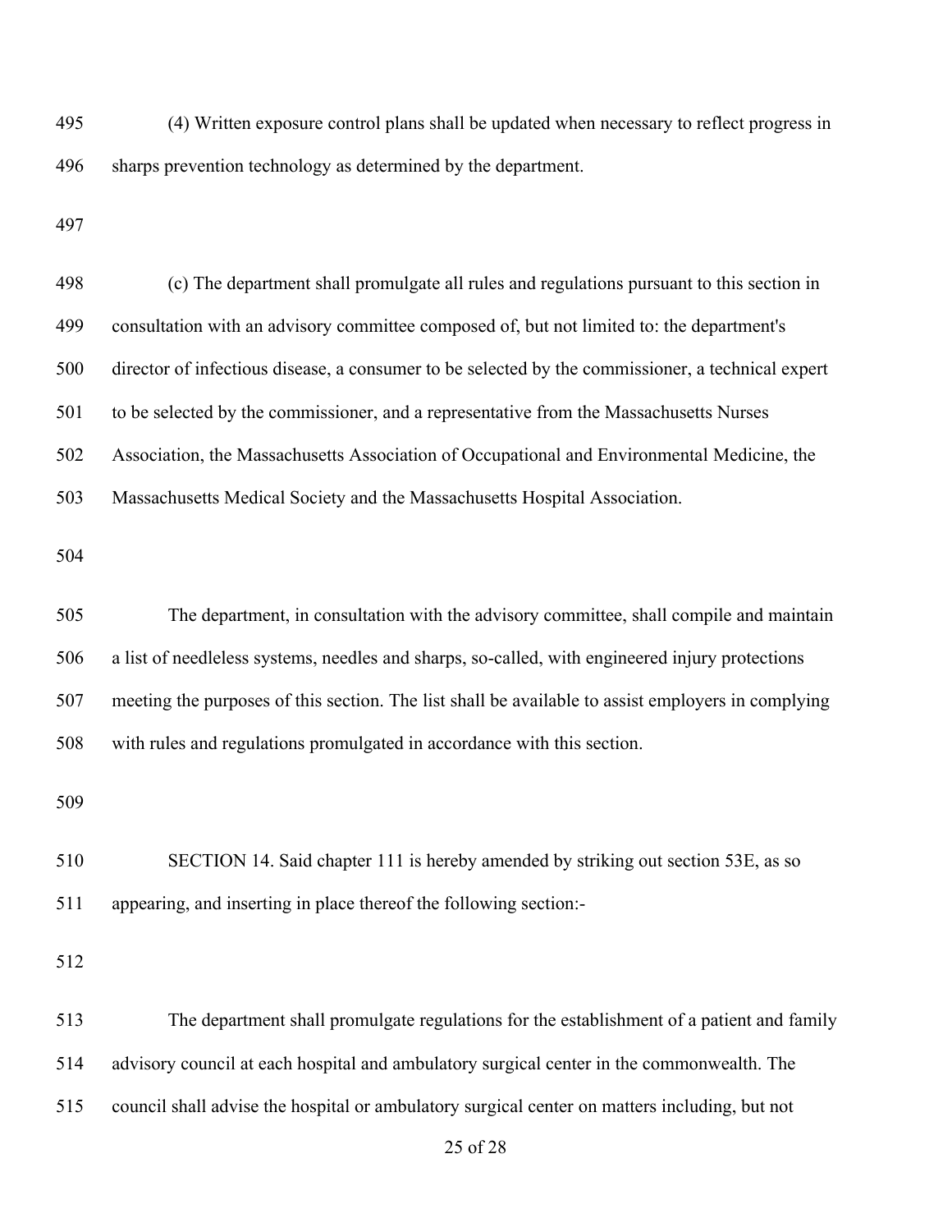(4) Written exposure control plans shall be updated when necessary to reflect progress in sharps prevention technology as determined by the department.

(c) The department shall promulgate all rules and regulations pursuant to this section in consultation with an advisory committee composed of, but not limited to: the department's director of infectious disease, a consumer to be selected by the commissioner, a technical expert to be selected by the commissioner, and a representative from the Massachusetts Nurses Association, the Massachusetts Association of Occupational and Environmental Medicine, the Massachusetts Medical Society and the Massachusetts Hospital Association.

The department, in consultation with the advisory committee, shall compile and maintain a list of needleless systems, needles and sharps, so-called, with engineered injury protections meeting the purposes of this section. The list shall be available to assist employers in complying with rules and regulations promulgated in accordance with this section.

SECTION 14. Said chapter 111 is hereby amended by striking out section 53E, as so appearing, and inserting in place thereof the following section:-

The department shall promulgate regulations for the establishment of a patient and family advisory council at each hospital and ambulatory surgical center in the commonwealth. The council shall advise the hospital or ambulatory surgical center on matters including, but not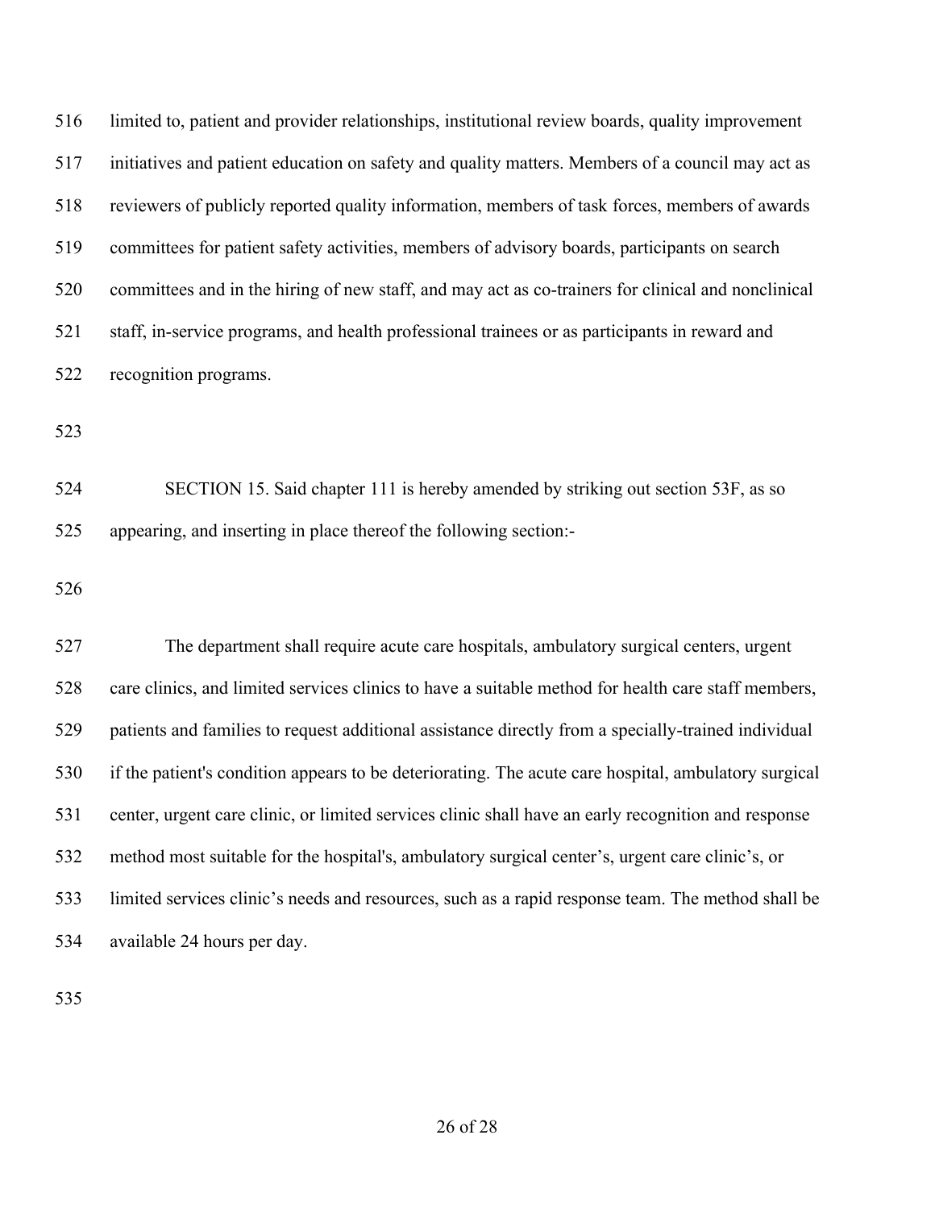limited to, patient and provider relationships, institutional review boards, quality improvement initiatives and patient education on safety and quality matters. Members of a council may act as reviewers of publicly reported quality information, members of task forces, members of awards committees for patient safety activities, members of advisory boards, participants on search committees and in the hiring of new staff, and may act as co-trainers for clinical and nonclinical staff, in-service programs, and health professional trainees or as participants in reward and recognition programs.

SECTION 15. Said chapter 111 is hereby amended by striking out section 53F, as so appearing, and inserting in place thereof the following section:-

The department shall require acute care hospitals, ambulatory surgical centers, urgent care clinics, and limited services clinics to have a suitable method for health care staff members, patients and families to request additional assistance directly from a specially-trained individual if the patient's condition appears to be deteriorating. The acute care hospital, ambulatory surgical center, urgent care clinic, or limited services clinic shall have an early recognition and response method most suitable for the hospital's, ambulatory surgical center's, urgent care clinic's, or limited services clinic's needs and resources, such as a rapid response team. The method shall be available 24 hours per day.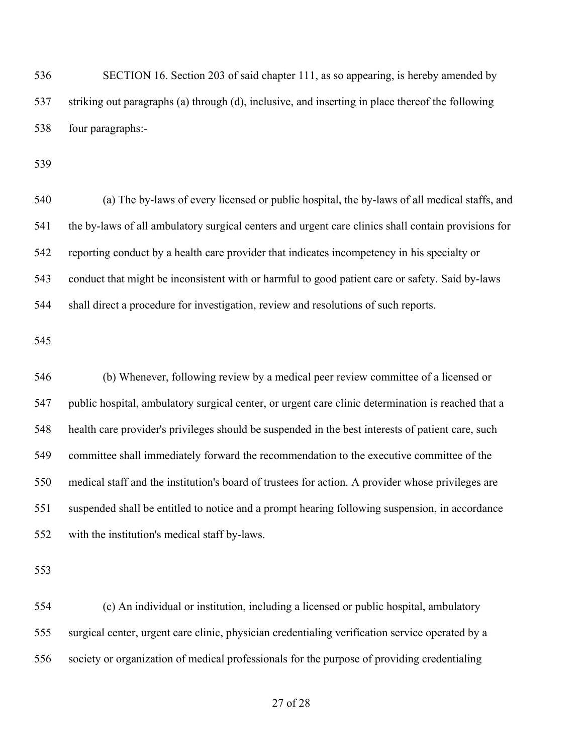SECTION 16. Section 203 of said chapter 111, as so appearing, is hereby amended by striking out paragraphs (a) through (d), inclusive, and inserting in place thereof the following four paragraphs:-

(a) The by-laws of every licensed or public hospital, the by-laws of all medical staffs, and the by-laws of all ambulatory surgical centers and urgent care clinics shall contain provisions for reporting conduct by a health care provider that indicates incompetency in his specialty or conduct that might be inconsistent with or harmful to good patient care or safety. Said by-laws shall direct a procedure for investigation, review and resolutions of such reports.

(b) Whenever, following review by a medical peer review committee of a licensed or public hospital, ambulatory surgical center, or urgent care clinic determination is reached that a health care provider's privileges should be suspended in the best interests of patient care, such committee shall immediately forward the recommendation to the executive committee of the medical staff and the institution's board of trustees for action. A provider whose privileges are suspended shall be entitled to notice and a prompt hearing following suspension, in accordance with the institution's medical staff by-laws.

(c) An individual or institution, including a licensed or public hospital, ambulatory surgical center, urgent care clinic, physician credentialing verification service operated by a society or organization of medical professionals for the purpose of providing credentialing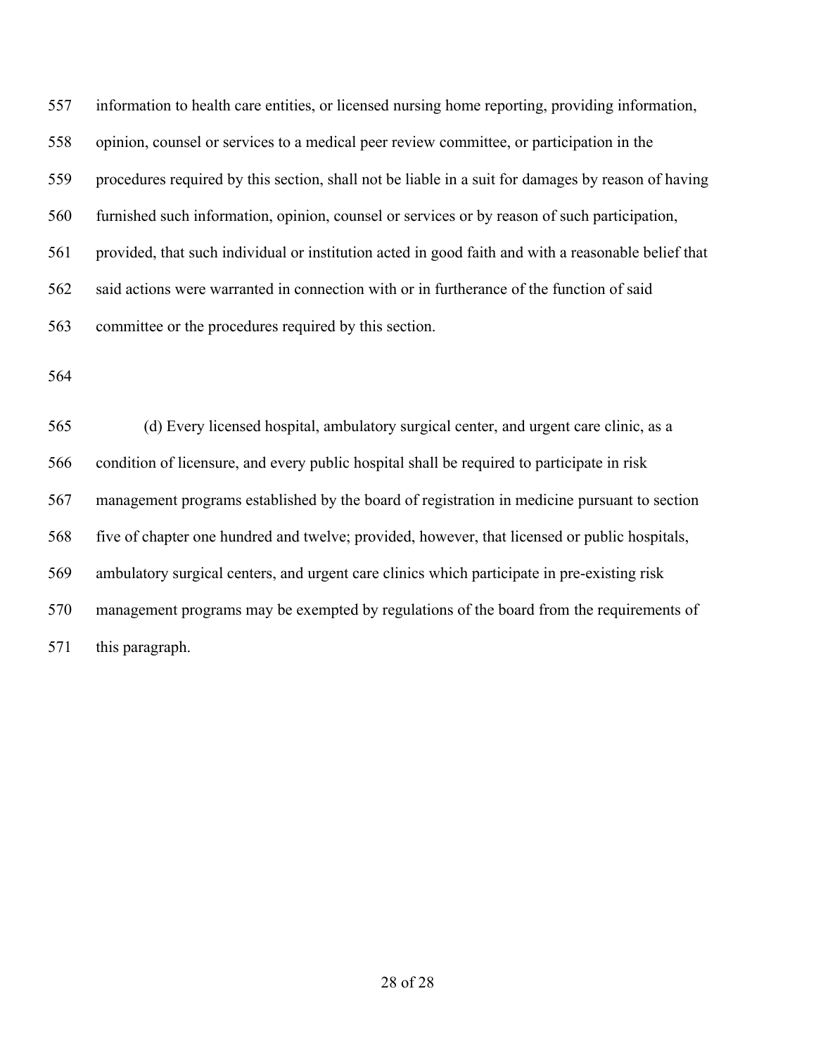information to health care entities, or licensed nursing home reporting, providing information, opinion, counsel or services to a medical peer review committee, or participation in the procedures required by this section, shall not be liable in a suit for damages by reason of having furnished such information, opinion, counsel or services or by reason of such participation, provided, that such individual or institution acted in good faith and with a reasonable belief that said actions were warranted in connection with or in furtherance of the function of said committee or the procedures required by this section.

(d) Every licensed hospital, ambulatory surgical center, and urgent care clinic, as a condition of licensure, and every public hospital shall be required to participate in risk management programs established by the board of registration in medicine pursuant to section five of chapter one hundred and twelve; provided, however, that licensed or public hospitals, ambulatory surgical centers, and urgent care clinics which participate in pre-existing risk management programs may be exempted by regulations of the board from the requirements of this paragraph.